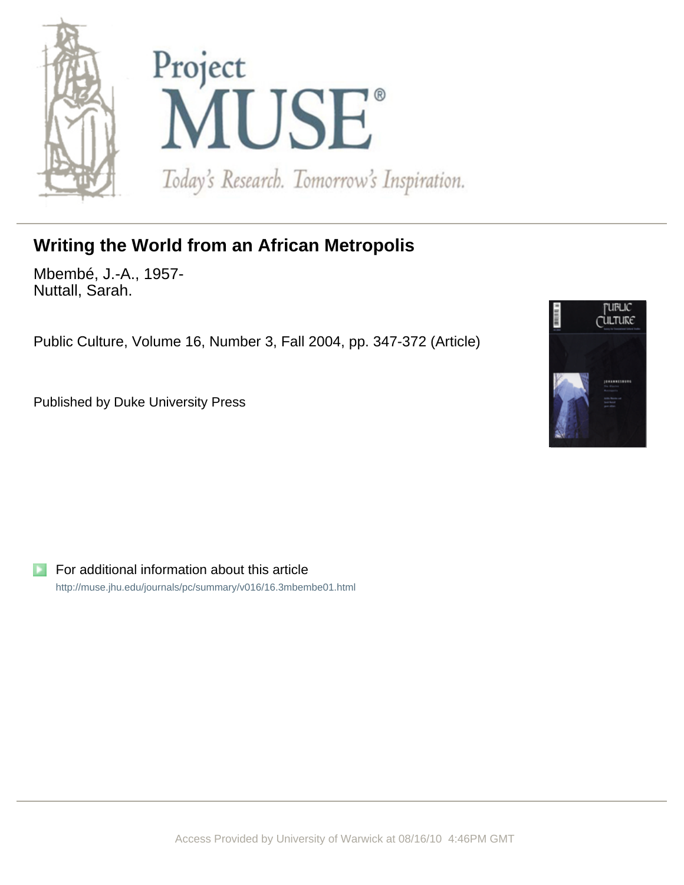# Writing the World from an African Metropolis

Mbembé, J.-A., 1957-
Nuttall, Sarah.

Public Culture, Volume 16, Number 3, Fall 2004, pp. 347-372 (Article)

Published by Duke University Press

For additional information about this article

http://muse.jhu.edu/journals/pc/summary/v016/16.3mbembe01.html

Access Provided by University of Warwick at 08/16/10 4:46PM GMT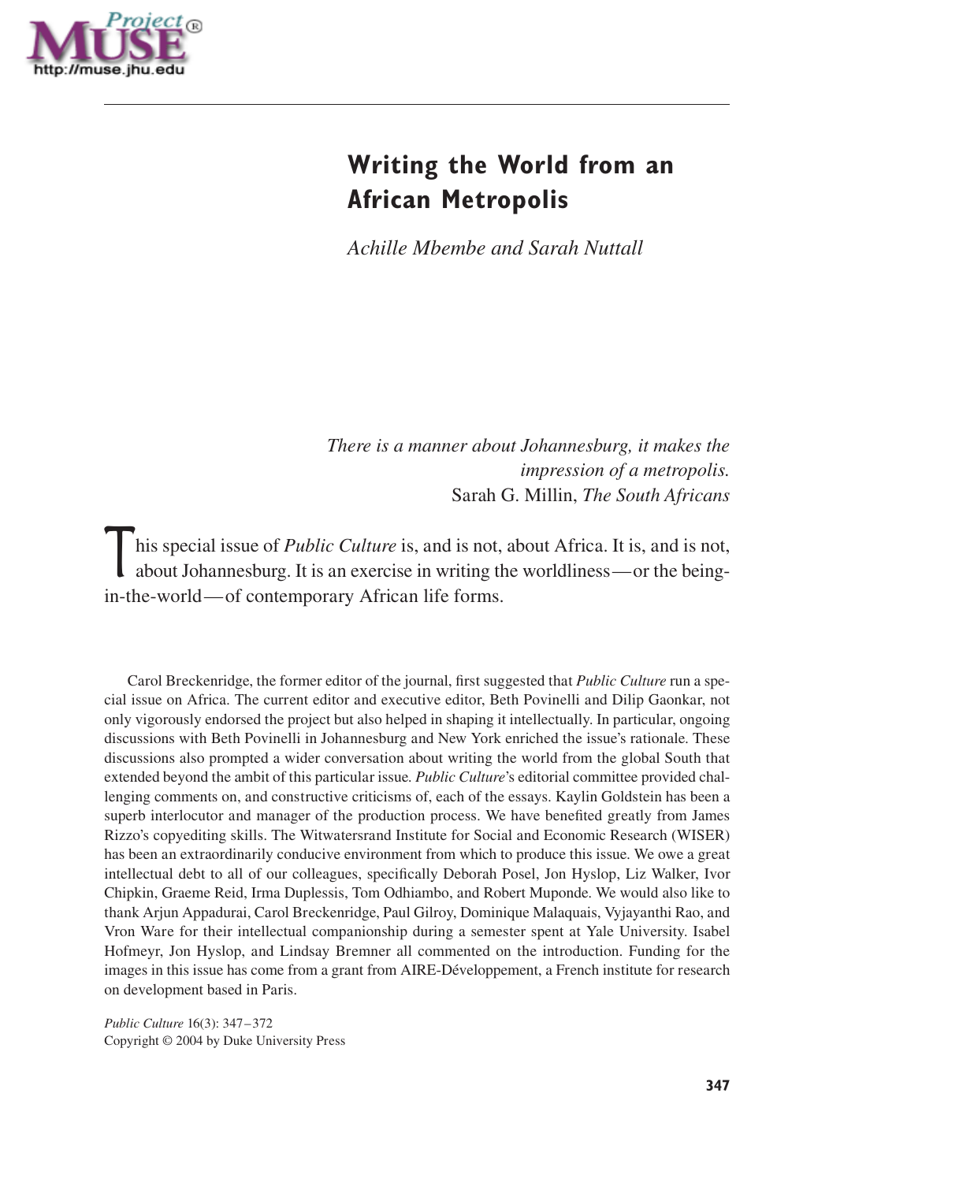# Writing the World from an African Metropolis

*Achille Mbembe and Sarah Nuttall*

> *There is a manner about Johannesburg, it makes the impression of a metropolis.*
> Sarah G. Millin, *The South Africans*

This special issue of *Public Culture* is, and is not, about Africa. It is, and is not, about Johannesburg. It is an exercise in writing the worldliness—or the being-in-the-world—of contemporary African life forms.

Carol Breckenridge, the former editor of the journal, first suggested that *Public Culture* run a special issue on Africa. The current editor and executive editor, Beth Povinelli and Dilip Gaonkar, not only vigorously endorsed the project but also helped in shaping it intellectually. In particular, ongoing discussions with Beth Povinelli in Johannesburg and New York enriched the issue's rationale. These discussions also prompted a wider conversation about writing the world from the global South that extended beyond the ambit of this particular issue. *Public Culture*'s editorial committee provided challenging comments on, and constructive criticisms of, each of the essays. Kaylin Goldstein has been a superb interlocutor and manager of the production process. We have benefited greatly from James Rizzo's copyediting skills. The Witwatersrand Institute for Social and Economic Research (WISER) has been an extraordinarily conducive environment from which to produce this issue. We owe a great intellectual debt to all of our colleagues, specifically Deborah Posel, Jon Hyslop, Liz Walker, Ivor Chipkin, Graeme Reid, Irma Duplessis, Tom Odhiambo, and Robert Muponde. We would also like to thank Arjun Appadurai, Carol Breckenridge, Paul Gilroy, Dominique Malaquais, Vyjayanthi Rao, and Vron Ware for their intellectual companionship during a semester spent at Yale University. Isabel Hofmeyr, Jon Hyslop, and Lindsay Bremner all commented on the introduction. Funding for the images in this issue has come from a grant from AIRE-Développement, a French institute for research on development based in Paris.

*Public Culture* 16(3): 347–372
Copyright © 2004 by Duke University Press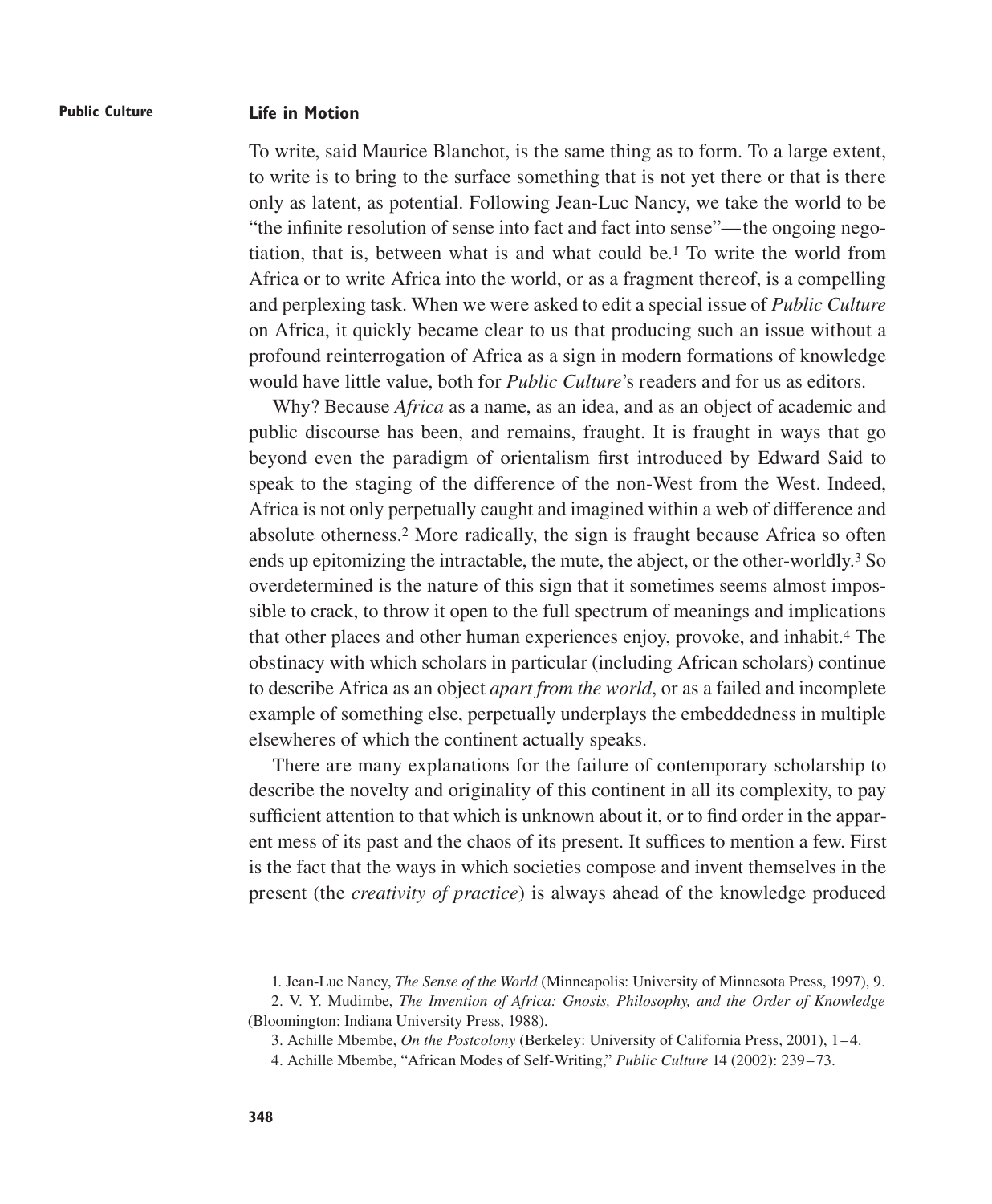## Life in Motion

To write, said Maurice Blanchot, is the same thing as to form. To a large extent, to write is to bring to the surface something that is not yet there or that is there only as latent, as potential. Following Jean-Luc Nancy, we take the world to be "the infinite resolution of sense into fact and fact into sense"—the ongoing negotiation, that is, between what is and what could be.[1] To write the world from Africa or to write Africa into the world, or as a fragment thereof, is a compelling and perplexing task. When we were asked to edit a special issue of *Public Culture* on Africa, it quickly became clear to us that producing such an issue without a profound reinterrogation of Africa as a sign in modern formations of knowledge would have little value, both for *Public Culture*'s readers and for us as editors.

Why? Because *Africa* as a name, as an idea, and as an object of academic and public discourse has been, and remains, fraught. It is fraught in ways that go beyond even the paradigm of orientalism first introduced by Edward Said to speak to the staging of the difference of the non-West from the West. Indeed, Africa is not only perpetually caught and imagined within a web of difference and absolute otherness.[2] More radically, the sign is fraught because Africa so often ends up epitomizing the intractable, the mute, the abject, or the other-worldly.[3] So overdetermined is the nature of this sign that it sometimes seems almost impossible to crack, to throw it open to the full spectrum of meanings and implications that other places and other human experiences enjoy, provoke, and inhabit.[4] The obstinacy with which scholars in particular (including African scholars) continue to describe Africa as an object *apart from the world*, or as a failed and incomplete example of something else, perpetually underplays the embeddedness in multiple elsewheres of which the continent actually speaks.

There are many explanations for the failure of contemporary scholarship to describe the novelty and originality of this continent in all its complexity, to pay sufficient attention to that which is unknown about it, or to find order in the apparent mess of its past and the chaos of its present. It suffices to mention a few. First is the fact that the ways in which societies compose and invent themselves in the present (the *creativity of practice*) is always ahead of the knowledge produced

1. Jean-Luc Nancy, *The Sense of the World* (Minneapolis: University of Minnesota Press, 1997), 9.

2. V. Y. Mudimbe, *The Invention of Africa: Gnosis, Philosophy, and the Order of Knowledge* (Bloomington: Indiana University Press, 1988).

3. Achille Mbembe, *On the Postcolony* (Berkeley: University of California Press, 2001), 1–4.

4. Achille Mbembe, "African Modes of Self-Writing," *Public Culture* 14 (2002): 239–73.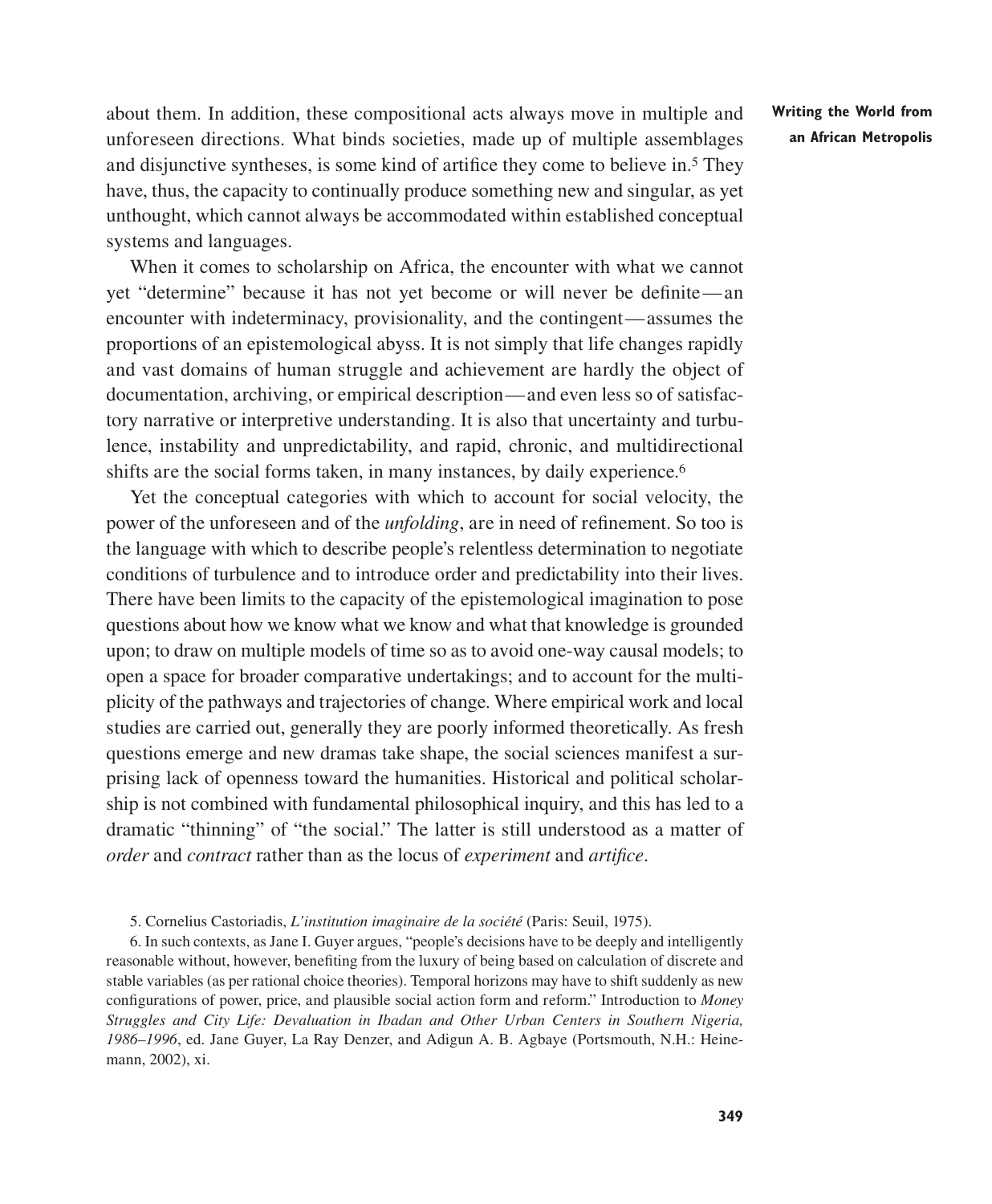about them. In addition, these compositional acts always move in multiple and unforeseen directions. What binds societies, made up of multiple assemblages and disjunctive syntheses, is some kind of artifice they come to believe in.[5] They have, thus, the capacity to continually produce something new and singular, as yet unthought, which cannot always be accommodated within established conceptual systems and languages.

When it comes to scholarship on Africa, the encounter with what we cannot yet "determine" because it has not yet become or will never be definite—an encounter with indeterminacy, provisionality, and the contingent—assumes the proportions of an epistemological abyss. It is not simply that life changes rapidly and vast domains of human struggle and achievement are hardly the object of documentation, archiving, or empirical description—and even less so of satisfactory narrative or interpretive understanding. It is also that uncertainty and turbulence, instability and unpredictability, and rapid, chronic, and multidirectional shifts are the social forms taken, in many instances, by daily experience.[6]

Yet the conceptual categories with which to account for social velocity, the power of the unforeseen and of the *unfolding*, are in need of refinement. So too is the language with which to describe people's relentless determination to negotiate conditions of turbulence and to introduce order and predictability into their lives. There have been limits to the capacity of the epistemological imagination to pose questions about how we know what we know and what that knowledge is grounded upon; to draw on multiple models of time so as to avoid one-way causal models; to open a space for broader comparative undertakings; and to account for the multiplicity of the pathways and trajectories of change. Where empirical work and local studies are carried out, generally they are poorly informed theoretically. As fresh questions emerge and new dramas take shape, the social sciences manifest a surprising lack of openness toward the humanities. Historical and political scholarship is not combined with fundamental philosophical inquiry, and this has led to a dramatic "thinning" of "the social." The latter is still understood as a matter of *order* and *contract* rather than as the locus of *experiment* and *artifice*.

5. Cornelius Castoriadis, *L'institution imaginaire de la société* (Paris: Seuil, 1975).

6. In such contexts, as Jane I. Guyer argues, "people's decisions have to be deeply and intelligently reasonable without, however, benefiting from the luxury of being based on calculation of discrete and stable variables (as per rational choice theories). Temporal horizons may have to shift suddenly as new configurations of power, price, and plausible social action form and reform." Introduction to *Money Struggles and City Life: Devaluation in Ibadan and Other Urban Centers in Southern Nigeria, 1986–1996*, ed. Jane Guyer, La Ray Denzer, and Adigun A. B. Agbaye (Portsmouth, N.H.: Heinemann, 2002), xi.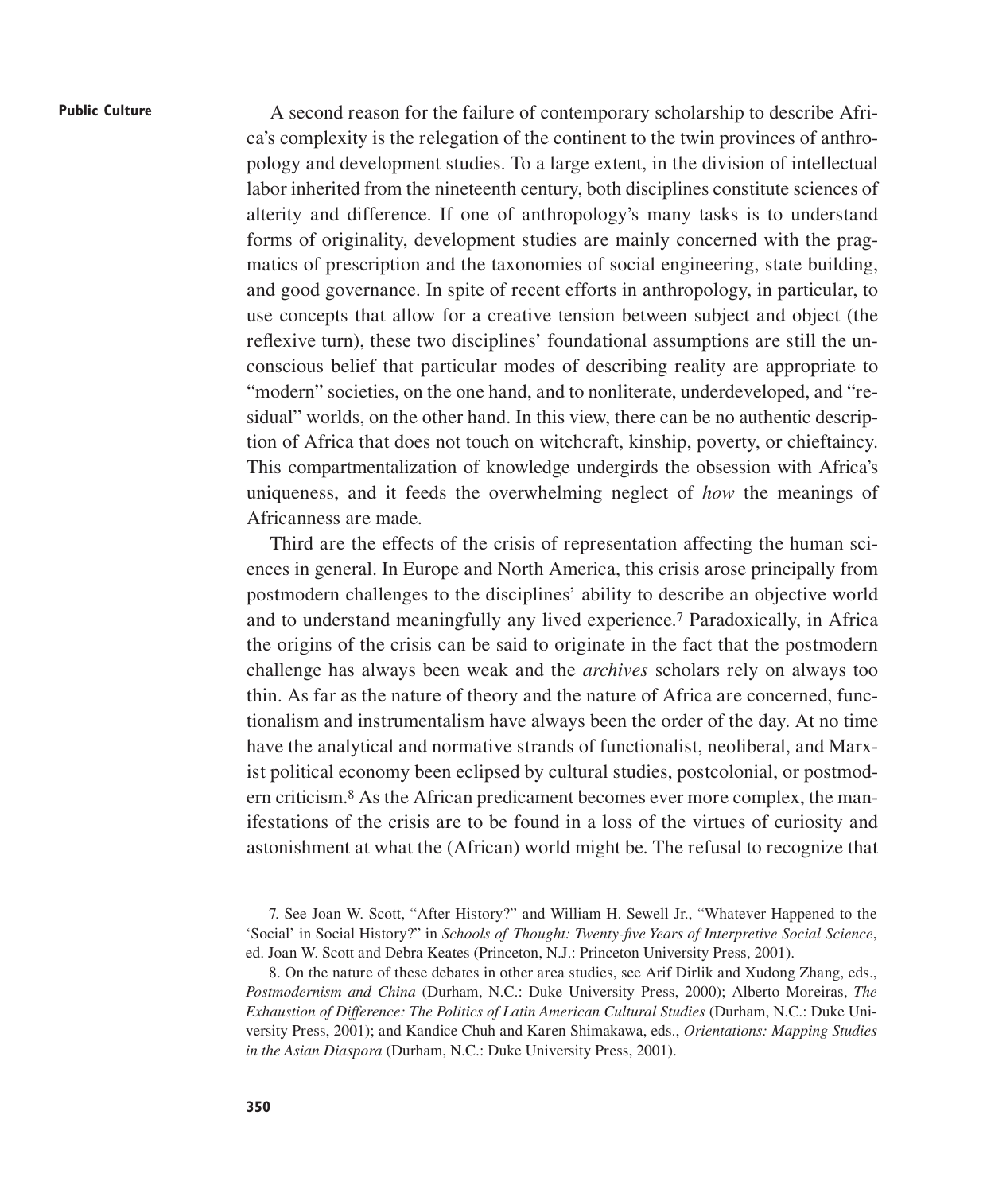A second reason for the failure of contemporary scholarship to describe Africa's complexity is the relegation of the continent to the twin provinces of anthropology and development studies. To a large extent, in the division of intellectual labor inherited from the nineteenth century, both disciplines constitute sciences of alterity and difference. If one of anthropology's many tasks is to understand forms of originality, development studies are mainly concerned with the pragmatics of prescription and the taxonomies of social engineering, state building, and good governance. In spite of recent efforts in anthropology, in particular, to use concepts that allow for a creative tension between subject and object (the reflexive turn), these two disciplines' foundational assumptions are still the unconscious belief that particular modes of describing reality are appropriate to "modern" societies, on the one hand, and to nonliterate, underdeveloped, and "residual" worlds, on the other hand. In this view, there can be no authentic description of Africa that does not touch on witchcraft, kinship, poverty, or chieftaincy. This compartmentalization of knowledge undergirds the obsession with Africa's uniqueness, and it feeds the overwhelming neglect of *how* the meanings of Africanness are made.

Third are the effects of the crisis of representation affecting the human sciences in general. In Europe and North America, this crisis arose principally from postmodern challenges to the disciplines' ability to describe an objective world and to understand meaningfully any lived experience.[7] Paradoxically, in Africa the origins of the crisis can be said to originate in the fact that the postmodern challenge has always been weak and the *archives* scholars rely on always too thin. As far as the nature of theory and the nature of Africa are concerned, functionalism and instrumentalism have always been the order of the day. At no time have the analytical and normative strands of functionalist, neoliberal, and Marxist political economy been eclipsed by cultural studies, postcolonial, or postmodern criticism.[8] As the African predicament becomes ever more complex, the manifestations of the crisis are to be found in a loss of the virtues of curiosity and astonishment at what the (African) world might be. The refusal to recognize that

7. See Joan W. Scott, "After History?" and William H. Sewell Jr., "Whatever Happened to the 'Social' in Social History?" in *Schools of Thought: Twenty-five Years of Interpretive Social Science*, ed. Joan W. Scott and Debra Keates (Princeton, N.J.: Princeton University Press, 2001).

8. On the nature of these debates in other area studies, see Arif Dirlik and Xudong Zhang, eds., *Postmodernism and China* (Durham, N.C.: Duke University Press, 2000); Alberto Moreiras, *The Exhaustion of Difference: The Politics of Latin American Cultural Studies* (Durham, N.C.: Duke University Press, 2001); and Kandice Chuh and Karen Shimakawa, eds., *Orientations: Mapping Studies in the Asian Diaspora* (Durham, N.C.: Duke University Press, 2001).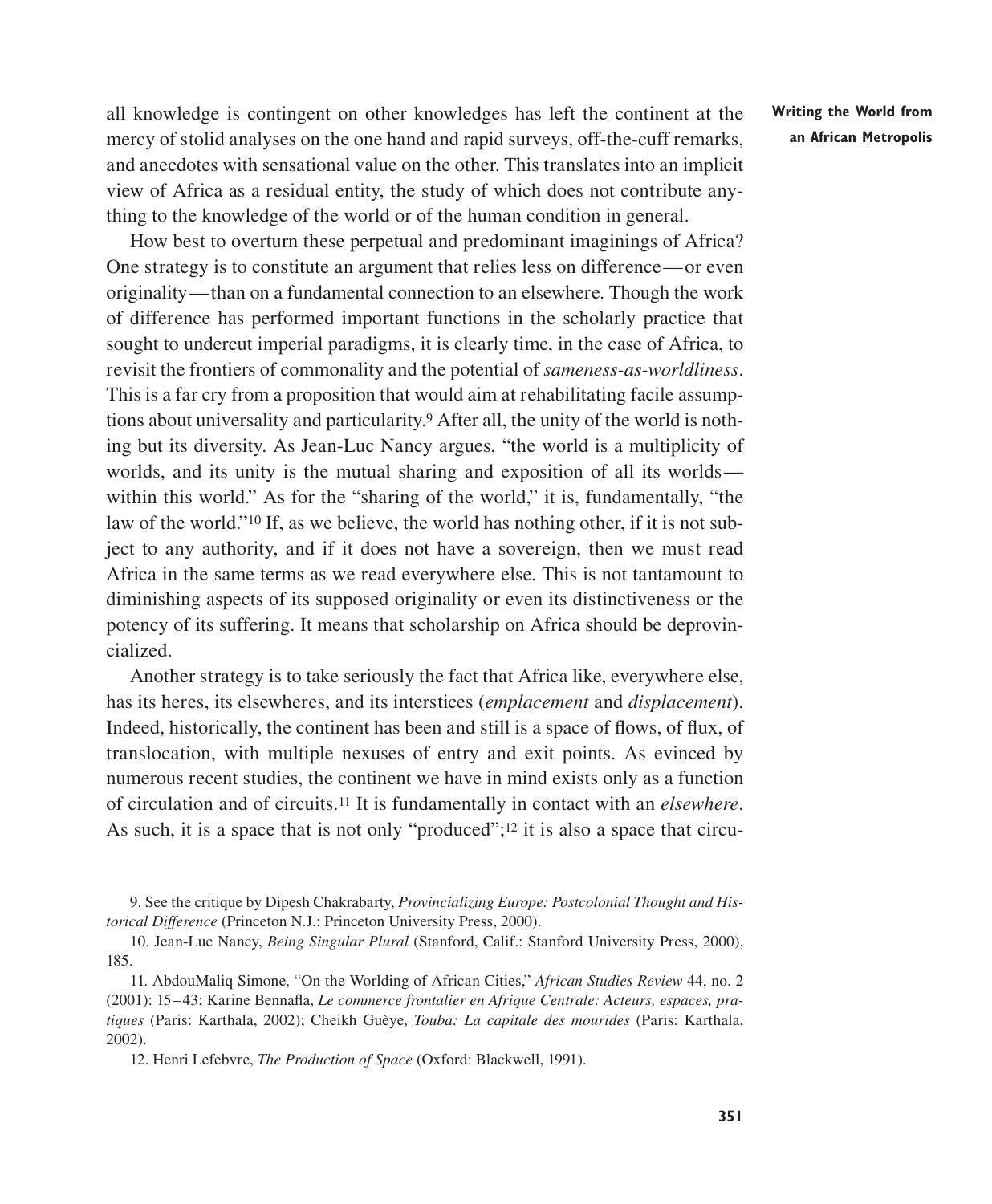all knowledge is contingent on other knowledges has left the continent at the mercy of stolid analyses on the one hand and rapid surveys, off-the-cuff remarks, and anecdotes with sensational value on the other. This translates into an implicit view of Africa as a residual entity, the study of which does not contribute anything to the knowledge of the world or of the human condition in general.

How best to overturn these perpetual and predominant imaginings of Africa? One strategy is to constitute an argument that relies less on difference—or even originality—than on a fundamental connection to an elsewhere. Though the work of difference has performed important functions in the scholarly practice that sought to undercut imperial paradigms, it is clearly time, in the case of Africa, to revisit the frontiers of commonality and the potential of *sameness-as-worldliness*. This is a far cry from a proposition that would aim at rehabilitating facile assumptions about universality and particularity.[9] After all, the unity of the world is nothing but its diversity. As Jean-Luc Nancy argues, "the world is a multiplicity of worlds, and its unity is the mutual sharing and exposition of all its worlds—within this world." As for the "sharing of the world," it is, fundamentally, "the law of the world."[10] If, as we believe, the world has nothing other, if it is not subject to any authority, and if it does not have a sovereign, then we must read Africa in the same terms as we read everywhere else. This is not tantamount to diminishing aspects of its supposed originality or even its distinctiveness or the potency of its suffering. It means that scholarship on Africa should be deprovincialized.

Another strategy is to take seriously the fact that Africa like, everywhere else, has its heres, its elsewheres, and its interstices (*emplacement* and *displacement*). Indeed, historically, the continent has been and still is a space of flows, of flux, of translocation, with multiple nexuses of entry and exit points. As evinced by numerous recent studies, the continent we have in mind exists only as a function of circulation and of circuits.[11] It is fundamentally in contact with an *elsewhere*. As such, it is a space that is not only "produced";[12] it is also a space that circu-

9. See the critique by Dipesh Chakrabarty, *Provincializing Europe: Postcolonial Thought and Historical Difference* (Princeton N.J.: Princeton University Press, 2000).

10. Jean-Luc Nancy, *Being Singular Plural* (Stanford, Calif.: Stanford University Press, 2000), 185.

11. AbdouMaliq Simone, "On the Worlding of African Cities," *African Studies Review* 44, no. 2 (2001): 15–43; Karine Bennafla, *Le commerce frontalier en Afrique Centrale: Acteurs, espaces, pratiques* (Paris: Karthala, 2002); Cheikh Guèye, *Touba: La capitale des mourides* (Paris: Karthala, 2002).

12. Henri Lefebvre, *The Production of Space* (Oxford: Blackwell, 1991).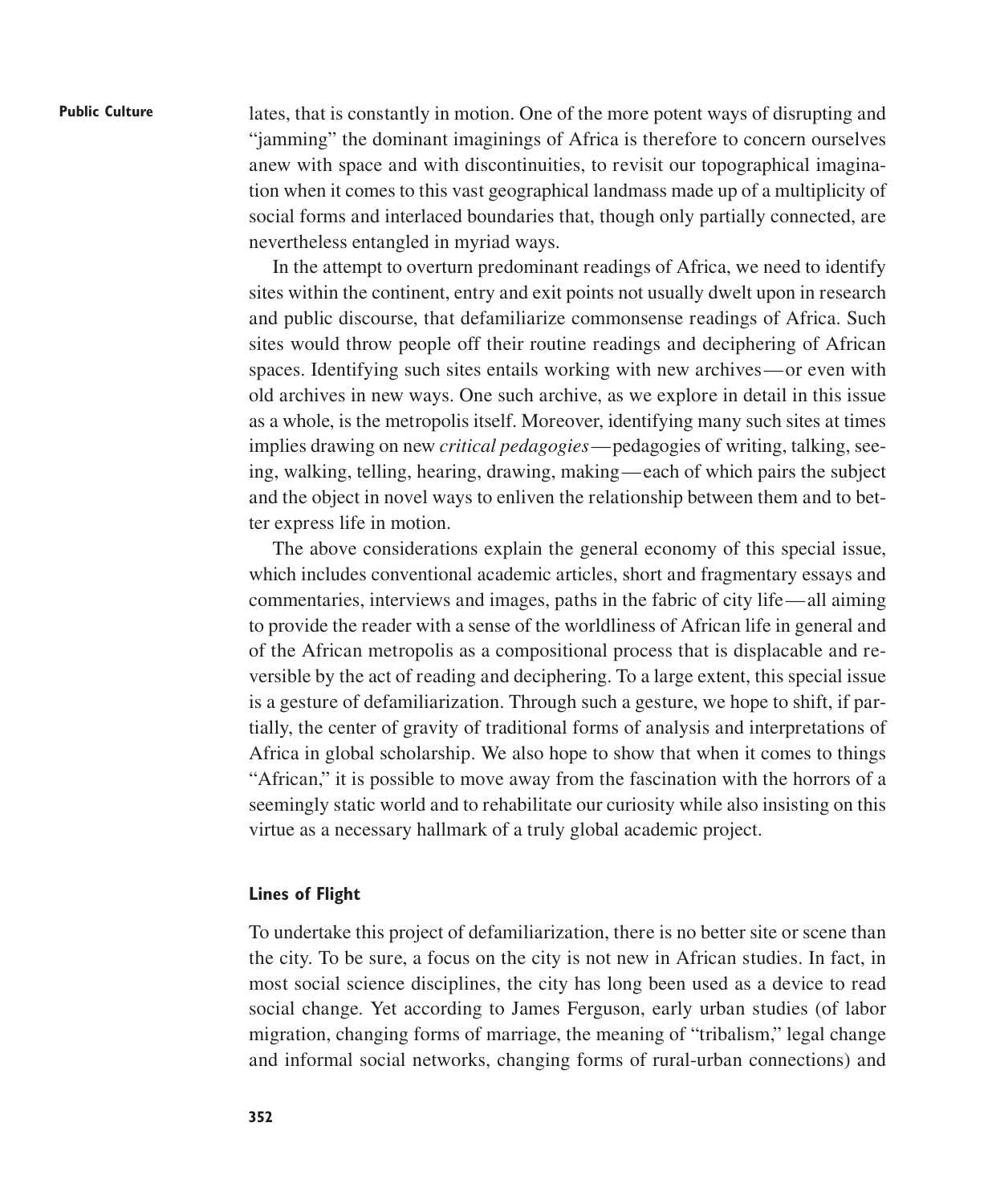lates, that is constantly in motion. One of the more potent ways of disrupting and "jamming" the dominant imaginings of Africa is therefore to concern ourselves anew with space and with discontinuities, to revisit our topographical imagination when it comes to this vast geographical landmass made up of a multiplicity of social forms and interlaced boundaries that, though only partially connected, are nevertheless entangled in myriad ways.

In the attempt to overturn predominant readings of Africa, we need to identify sites within the continent, entry and exit points not usually dwelt upon in research and public discourse, that defamiliarize commonsense readings of Africa. Such sites would throw people off their routine readings and deciphering of African spaces. Identifying such sites entails working with new archives—or even with old archives in new ways. One such archive, as we explore in detail in this issue as a whole, is the metropolis itself. Moreover, identifying many such sites at times implies drawing on new *critical pedagogies*—pedagogies of writing, talking, seeing, walking, telling, hearing, drawing, making—each of which pairs the subject and the object in novel ways to enliven the relationship between them and to better express life in motion.

The above considerations explain the general economy of this special issue, which includes conventional academic articles, short and fragmentary essays and commentaries, interviews and images, paths in the fabric of city life—all aiming to provide the reader with a sense of the worldliness of African life in general and of the African metropolis as a compositional process that is displacable and reversible by the act of reading and deciphering. To a large extent, this special issue is a gesture of defamiliarization. Through such a gesture, we hope to shift, if partially, the center of gravity of traditional forms of analysis and interpretations of Africa in global scholarship. We also hope to show that when it comes to things "African," it is possible to move away from the fascination with the horrors of a seemingly static world and to rehabilitate our curiosity while also insisting on this virtue as a necessary hallmark of a truly global academic project.

## Lines of Flight

To undertake this project of defamiliarization, there is no better site or scene than the city. To be sure, a focus on the city is not new in African studies. In fact, in most social science disciplines, the city has long been used as a device to read social change. Yet according to James Ferguson, early urban studies (of labor migration, changing forms of marriage, the meaning of "tribalism," legal change and informal social networks, changing forms of rural-urban connections) and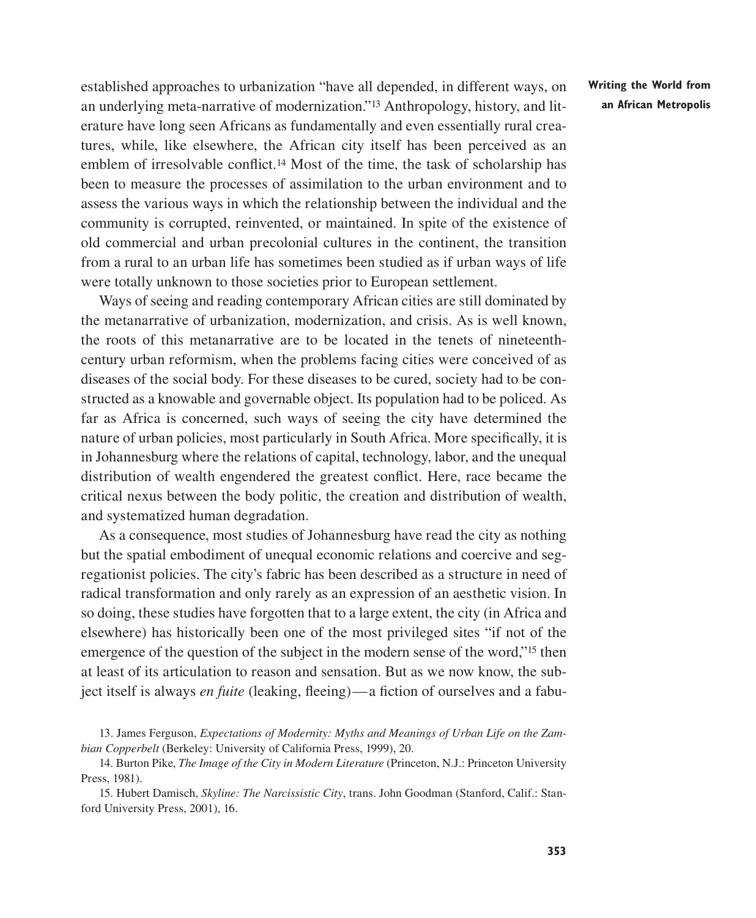established approaches to urbanization "have all depended, in different ways, on an underlying meta-narrative of modernization."[13] Anthropology, history, and literature have long seen Africans as fundamentally and even essentially rural creatures, while, like elsewhere, the African city itself has been perceived as an emblem of irresolvable conflict.[14] Most of the time, the task of scholarship has been to measure the processes of assimilation to the urban environment and to assess the various ways in which the relationship between the individual and the community is corrupted, reinvented, or maintained. In spite of the existence of old commercial and urban precolonial cultures in the continent, the transition from a rural to an urban life has sometimes been studied as if urban ways of life were totally unknown to those societies prior to European settlement.

Ways of seeing and reading contemporary African cities are still dominated by the metanarrative of urbanization, modernization, and crisis. As is well known, the roots of this metanarrative are to be located in the tenets of nineteenth-century urban reformism, when the problems facing cities were conceived of as diseases of the social body. For these diseases to be cured, society had to be constructed as a knowable and governable object. Its population had to be policed. As far as Africa is concerned, such ways of seeing the city have determined the nature of urban policies, most particularly in South Africa. More specifically, it is in Johannesburg where the relations of capital, technology, labor, and the unequal distribution of wealth engendered the greatest conflict. Here, race became the critical nexus between the body politic, the creation and distribution of wealth, and systematized human degradation.

As a consequence, most studies of Johannesburg have read the city as nothing but the spatial embodiment of unequal economic relations and coercive and segregationist policies. The city's fabric has been described as a structure in need of radical transformation and only rarely as an expression of an aesthetic vision. In so doing, these studies have forgotten that to a large extent, the city (in Africa and elsewhere) has historically been one of the most privileged sites "if not of the emergence of the question of the subject in the modern sense of the word,"[15] then at least of its articulation to reason and sensation. But as we now know, the subject itself is always *en fuite* (leaking, fleeing)—a fiction of ourselves and a fabu-

13. James Ferguson, *Expectations of Modernity: Myths and Meanings of Urban Life on the Zambian Copperbelt* (Berkeley: University of California Press, 1999), 20.

14. Burton Pike, *The Image of the City in Modern Literature* (Princeton, N.J.: Princeton University Press, 1981).

15. Hubert Damisch, *Skyline: The Narcissistic City*, trans. John Goodman (Stanford, Calif.: Stanford University Press, 2001), 16.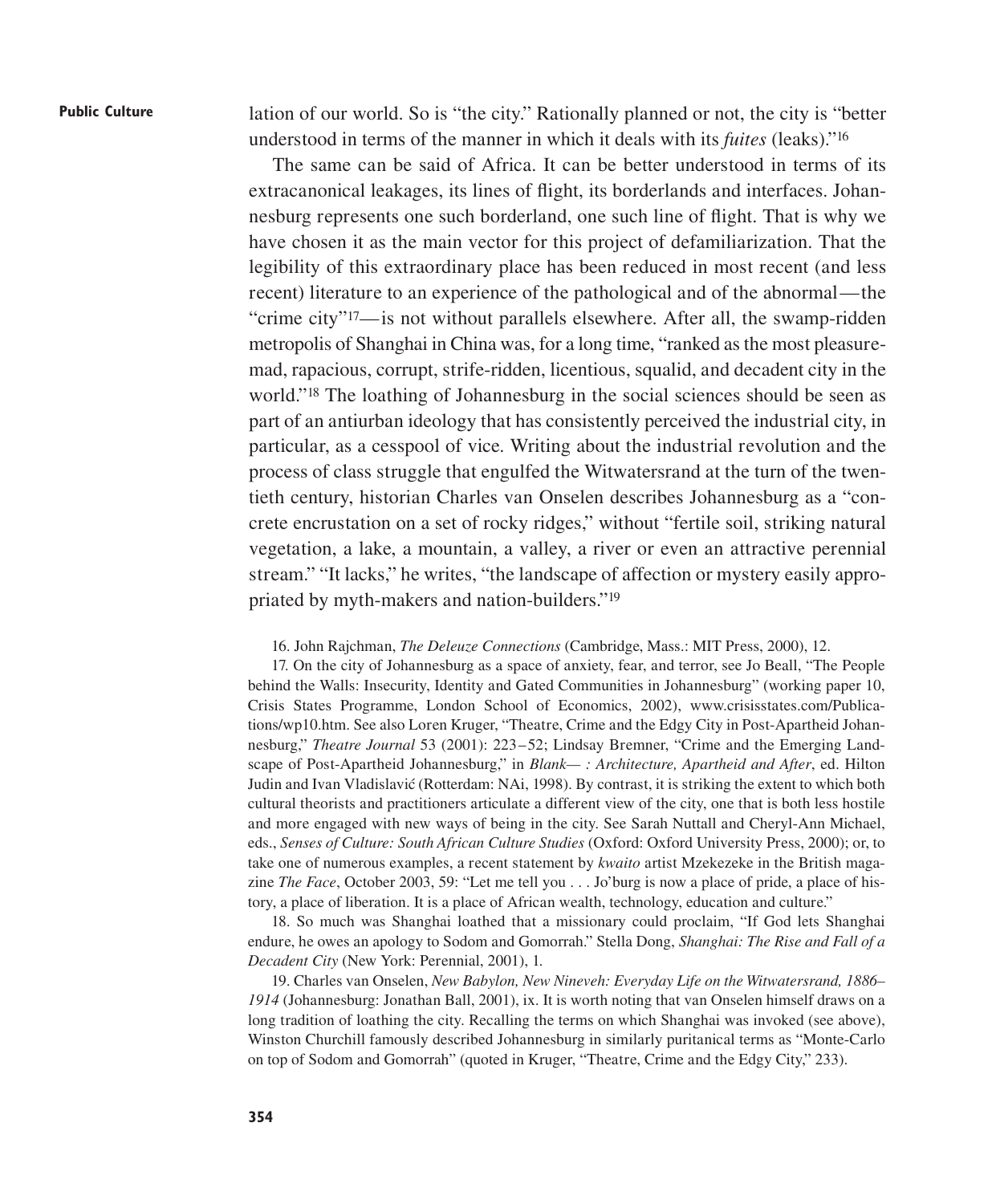lation of our world. So is "the city." Rationally planned or not, the city is "better understood in terms of the manner in which it deals with its *fuites* (leaks)."[16]

The same can be said of Africa. It can be better understood in terms of its extracanonical leakages, its lines of flight, its borderlands and interfaces. Johannesburg represents one such borderland, one such line of flight. That is why we have chosen it as the main vector for this project of defamiliarization. That the legibility of this extraordinary place has been reduced in most recent (and less recent) literature to an experience of the pathological and of the abnormal—the "crime city"[17]—is not without parallels elsewhere. After all, the swamp-ridden metropolis of Shanghai in China was, for a long time, "ranked as the most pleasure-mad, rapacious, corrupt, strife-ridden, licentious, squalid, and decadent city in the world."[18] The loathing of Johannesburg in the social sciences should be seen as part of an antiurban ideology that has consistently perceived the industrial city, in particular, as a cesspool of vice. Writing about the industrial revolution and the process of class struggle that engulfed the Witwatersrand at the turn of the twentieth century, historian Charles van Onselen describes Johannesburg as a "concrete encrustation on a set of rocky ridges," without "fertile soil, striking natural vegetation, a lake, a mountain, a valley, a river or even an attractive perennial stream." "It lacks," he writes, "the landscape of affection or mystery easily appropriated by myth-makers and nation-builders."[19]

16. John Rajchman, *The Deleuze Connections* (Cambridge, Mass.: MIT Press, 2000), 12.

17. On the city of Johannesburg as a space of anxiety, fear, and terror, see Jo Beall, "The People behind the Walls: Insecurity, Identity and Gated Communities in Johannesburg" (working paper 10, Crisis States Programme, London School of Economics, 2002), www.crisisstates.com/Publications/wp10.htm. See also Loren Kruger, "Theatre, Crime and the Edgy City in Post-Apartheid Johannesburg," *Theatre Journal* 53 (2001): 223–52; Lindsay Bremner, "Crime and the Emerging Landscape of Post-Apartheid Johannesburg," in *Blank— : Architecture, Apartheid and After*, ed. Hilton Judin and Ivan Vladislavić (Rotterdam: NAi, 1998). By contrast, it is striking the extent to which both cultural theorists and practitioners articulate a different view of the city, one that is both less hostile and more engaged with new ways of being in the city. See Sarah Nuttall and Cheryl-Ann Michael, eds., *Senses of Culture: South African Culture Studies* (Oxford: Oxford University Press, 2000); or, to take one of numerous examples, a recent statement by *kwaito* artist Mzekezeke in the British magazine *The Face*, October 2003, 59: "Let me tell you . . . Jo'burg is now a place of pride, a place of history, a place of liberation. It is a place of African wealth, technology, education and culture."

18. So much was Shanghai loathed that a missionary could proclaim, "If God lets Shanghai endure, he owes an apology to Sodom and Gomorrah." Stella Dong, *Shanghai: The Rise and Fall of a Decadent City* (New York: Perennial, 2001), 1.

19. Charles van Onselen, *New Babylon, New Nineveh: Everyday Life on the Witwatersrand, 1886–1914* (Johannesburg: Jonathan Ball, 2001), ix. It is worth noting that van Onselen himself draws on a long tradition of loathing the city. Recalling the terms on which Shanghai was invoked (see above), Winston Churchill famously described Johannesburg in similarly puritanical terms as "Monte-Carlo on top of Sodom and Gomorrah" (quoted in Kruger, "Theatre, Crime and the Edgy City," 233).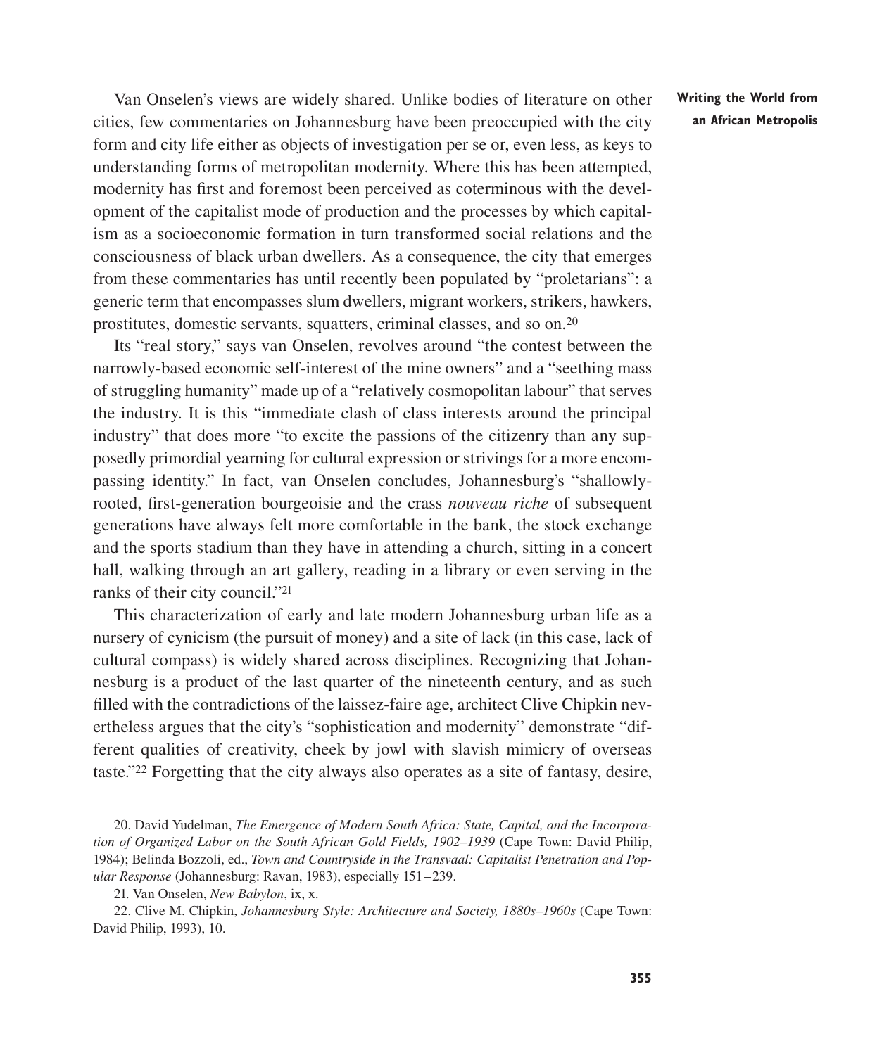Van Onselen's views are widely shared. Unlike bodies of literature on other cities, few commentaries on Johannesburg have been preoccupied with the city form and city life either as objects of investigation per se or, even less, as keys to understanding forms of metropolitan modernity. Where this has been attempted, modernity has first and foremost been perceived as coterminous with the development of the capitalist mode of production and the processes by which capitalism as a socioeconomic formation in turn transformed social relations and the consciousness of black urban dwellers. As a consequence, the city that emerges from these commentaries has until recently been populated by "proletarians": a generic term that encompasses slum dwellers, migrant workers, strikers, hawkers, prostitutes, domestic servants, squatters, criminal classes, and so on.[20]

Its "real story," says van Onselen, revolves around "the contest between the narrowly-based economic self-interest of the mine owners" and a "seething mass of struggling humanity" made up of a "relatively cosmopolitan labour" that serves the industry. It is this "immediate clash of class interests around the principal industry" that does more "to excite the passions of the citizenry than any supposedly primordial yearning for cultural expression or strivings for a more encompassing identity." In fact, van Onselen concludes, Johannesburg's "shallowly-rooted, first-generation bourgeoisie and the crass *nouveau riche* of subsequent generations have always felt more comfortable in the bank, the stock exchange and the sports stadium than they have in attending a church, sitting in a concert hall, walking through an art gallery, reading in a library or even serving in the ranks of their city council."[21]

This characterization of early and late modern Johannesburg urban life as a nursery of cynicism (the pursuit of money) and a site of lack (in this case, lack of cultural compass) is widely shared across disciplines. Recognizing that Johannesburg is a product of the last quarter of the nineteenth century, and as such filled with the contradictions of the laissez-faire age, architect Clive Chipkin nevertheless argues that the city's "sophistication and modernity" demonstrate "different qualities of creativity, cheek by jowl with slavish mimicry of overseas taste."[22] Forgetting that the city always also operates as a site of fantasy, desire,

20. David Yudelman, *The Emergence of Modern South Africa: State, Capital, and the Incorporation of Organized Labor on the South African Gold Fields, 1902–1939* (Cape Town: David Philip, 1984); Belinda Bozzoli, ed., *Town and Countryside in the Transvaal: Capitalist Penetration and Popular Response* (Johannesburg: Ravan, 1983), especially 151–239.

21. Van Onselen, *New Babylon*, ix, x.

22. Clive M. Chipkin, *Johannesburg Style: Architecture and Society, 1880s–1960s* (Cape Town: David Philip, 1993), 10.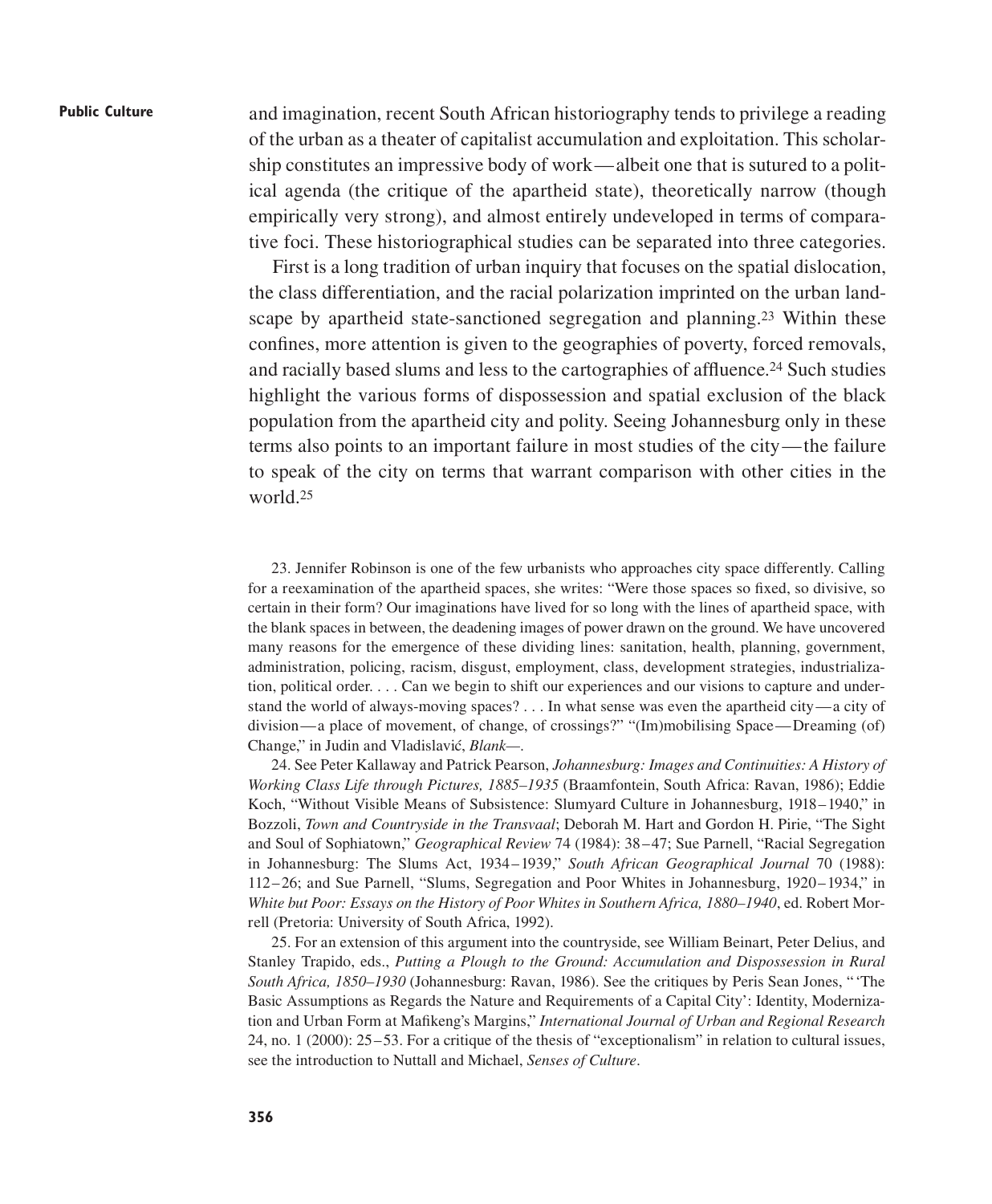and imagination, recent South African historiography tends to privilege a reading of the urban as a theater of capitalist accumulation and exploitation. This scholarship constitutes an impressive body of work—albeit one that is sutured to a political agenda (the critique of the apartheid state), theoretically narrow (though empirically very strong), and almost entirely undeveloped in terms of comparative foci. These historiographical studies can be separated into three categories.

First is a long tradition of urban inquiry that focuses on the spatial dislocation, the class differentiation, and the racial polarization imprinted on the urban landscape by apartheid state-sanctioned segregation and planning.[23] Within these confines, more attention is given to the geographies of poverty, forced removals, and racially based slums and less to the cartographies of affluence.[24] Such studies highlight the various forms of dispossession and spatial exclusion of the black population from the apartheid city and polity. Seeing Johannesburg only in these terms also points to an important failure in most studies of the city—the failure to speak of the city on terms that warrant comparison with other cities in the world.[25]

23. Jennifer Robinson is one of the few urbanists who approaches city space differently. Calling for a reexamination of the apartheid spaces, she writes: "Were those spaces so fixed, so divisive, so certain in their form? Our imaginations have lived for so long with the lines of apartheid space, with the blank spaces in between, the deadening images of power drawn on the ground. We have uncovered many reasons for the emergence of these dividing lines: sanitation, health, planning, government, administration, policing, racism, disgust, employment, class, development strategies, industrialization, political order. . . . Can we begin to shift our experiences and our visions to capture and understand the world of always-moving spaces? . . . In what sense was even the apartheid city—a city of division—a place of movement, of change, of crossings?" "(Im)mobilising Space—Dreaming (of) Change," in Judin and Vladislavić, *Blank—*.

24. See Peter Kallaway and Patrick Pearson, *Johannesburg: Images and Continuities: A History of Working Class Life through Pictures, 1885–1935* (Braamfontein, South Africa: Ravan, 1986); Eddie Koch, "Without Visible Means of Subsistence: Slumyard Culture in Johannesburg, 1918–1940," in Bozzoli, *Town and Countryside in the Transvaal*; Deborah M. Hart and Gordon H. Pirie, "The Sight and Soul of Sophiatown," *Geographical Review* 74 (1984): 38–47; Sue Parnell, "Racial Segregation in Johannesburg: The Slums Act, 1934–1939," *South African Geographical Journal* 70 (1988): 112–26; and Sue Parnell, "Slums, Segregation and Poor Whites in Johannesburg, 1920–1934," in *White but Poor: Essays on the History of Poor Whites in Southern Africa, 1880–1940*, ed. Robert Morrell (Pretoria: University of South Africa, 1992).

25. For an extension of this argument into the countryside, see William Beinart, Peter Delius, and Stanley Trapido, eds., *Putting a Plough to the Ground: Accumulation and Dispossession in Rural South Africa, 1850–1930* (Johannesburg: Ravan, 1986). See the critiques by Peris Sean Jones, "'The Basic Assumptions as Regards the Nature and Requirements of a Capital City': Identity, Modernization and Urban Form at Mafikeng's Margins," *International Journal of Urban and Regional Research* 24, no. 1 (2000): 25–53. For a critique of the thesis of "exceptionalism" in relation to cultural issues, see the introduction to Nuttall and Michael, *Senses of Culture*.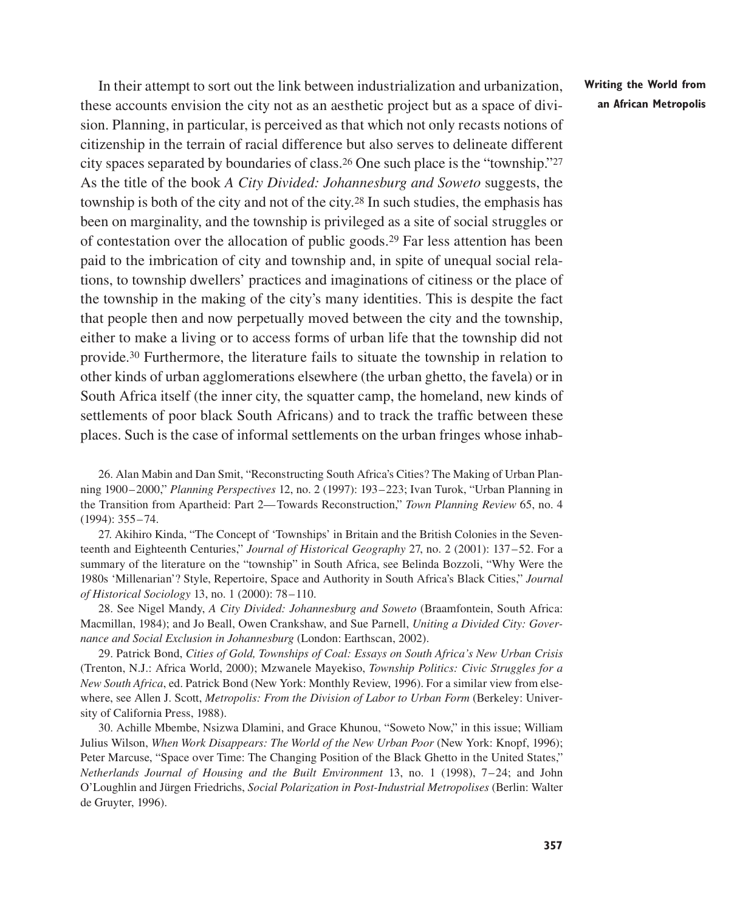In their attempt to sort out the link between industrialization and urbanization, these accounts envision the city not as an aesthetic project but as a space of division. Planning, in particular, is perceived as that which not only recasts notions of citizenship in the terrain of racial difference but also serves to delineate different city spaces separated by boundaries of class.[26] One such place is the "township."[27] As the title of the book *A City Divided: Johannesburg and Soweto* suggests, the township is both of the city and not of the city.[28] In such studies, the emphasis has been on marginality, and the township is privileged as a site of social struggles or of contestation over the allocation of public goods.[29] Far less attention has been paid to the imbrication of city and township and, in spite of unequal social relations, to township dwellers' practices and imaginations of citiness or the place of the township in the making of the city's many identities. This is despite the fact that people then and now perpetually moved between the city and the township, either to make a living or to access forms of urban life that the township did not provide.[30] Furthermore, the literature fails to situate the township in relation to other kinds of urban agglomerations elsewhere (the urban ghetto, the favela) or in South Africa itself (the inner city, the squatter camp, the homeland, new kinds of settlements of poor black South Africans) and to track the traffic between these places. Such is the case of informal settlements on the urban fringes whose inhab-

26. Alan Mabin and Dan Smit, "Reconstructing South Africa's Cities? The Making of Urban Planning 1900–2000," *Planning Perspectives* 12, no. 2 (1997): 193–223; Ivan Turok, "Urban Planning in the Transition from Apartheid: Part 2—Towards Reconstruction," *Town Planning Review* 65, no. 4 (1994): 355–74.

27. Akihiro Kinda, "The Concept of 'Townships' in Britain and the British Colonies in the Seventeenth and Eighteenth Centuries," *Journal of Historical Geography* 27, no. 2 (2001): 137–52. For a summary of the literature on the "township" in South Africa, see Belinda Bozzoli, "Why Were the 1980s 'Millenarian'? Style, Repertoire, Space and Authority in South Africa's Black Cities," *Journal of Historical Sociology* 13, no. 1 (2000): 78–110.

28. See Nigel Mandy, *A City Divided: Johannesburg and Soweto* (Braamfontein, South Africa: Macmillan, 1984); and Jo Beall, Owen Crankshaw, and Sue Parnell, *Uniting a Divided City: Governance and Social Exclusion in Johannesburg* (London: Earthscan, 2002).

29. Patrick Bond, *Cities of Gold, Townships of Coal: Essays on South Africa's New Urban Crisis* (Trenton, N.J.: Africa World, 2000); Mzwanele Mayekiso, *Township Politics: Civic Struggles for a New South Africa*, ed. Patrick Bond (New York: Monthly Review, 1996). For a similar view from elsewhere, see Allen J. Scott, *Metropolis: From the Division of Labor to Urban Form* (Berkeley: University of California Press, 1988).

30. Achille Mbembe, Nsizwa Dlamini, and Grace Khunou, "Soweto Now," in this issue; William Julius Wilson, *When Work Disappears: The World of the New Urban Poor* (New York: Knopf, 1996); Peter Marcuse, "Space over Time: The Changing Position of the Black Ghetto in the United States," *Netherlands Journal of Housing and the Built Environment* 13, no. 1 (1998), 7–24; and John O'Loughlin and Jürgen Friedrichs, *Social Polarization in Post-Industrial Metropolises* (Berlin: Walter de Gruyter, 1996).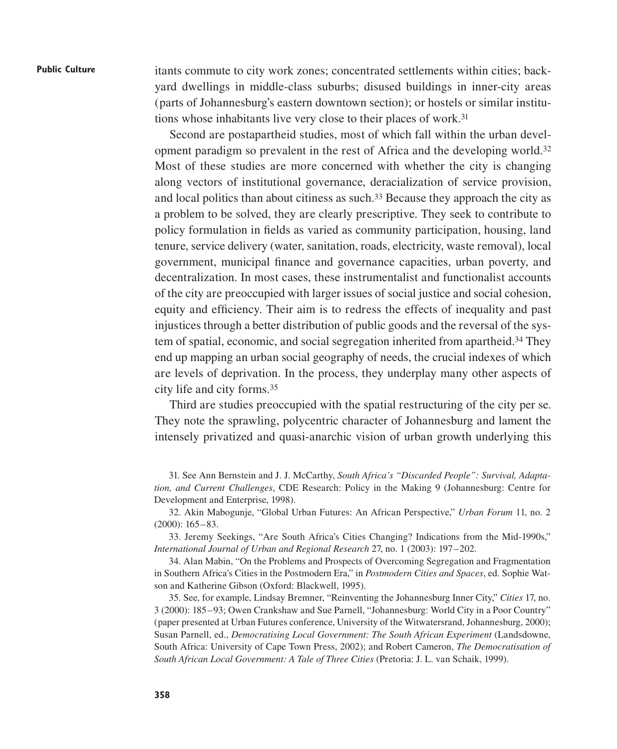itants commute to city work zones; concentrated settlements within cities; backyard dwellings in middle-class suburbs; disused buildings in inner-city areas (parts of Johannesburg's eastern downtown section); or hostels or similar institutions whose inhabitants live very close to their places of work.[31]

Second are postapartheid studies, most of which fall within the urban development paradigm so prevalent in the rest of Africa and the developing world.[32] Most of these studies are more concerned with whether the city is changing along vectors of institutional governance, deracialization of service provision, and local politics than about citiness as such.[33] Because they approach the city as a problem to be solved, they are clearly prescriptive. They seek to contribute to policy formulation in fields as varied as community participation, housing, land tenure, service delivery (water, sanitation, roads, electricity, waste removal), local government, municipal finance and governance capacities, urban poverty, and decentralization. In most cases, these instrumentalist and functionalist accounts of the city are preoccupied with larger issues of social justice and social cohesion, equity and efficiency. Their aim is to redress the effects of inequality and past injustices through a better distribution of public goods and the reversal of the system of spatial, economic, and social segregation inherited from apartheid.[34] They end up mapping an urban social geography of needs, the crucial indexes of which are levels of deprivation. In the process, they underplay many other aspects of city life and city forms.[35]

Third are studies preoccupied with the spatial restructuring of the city per se. They note the sprawling, polycentric character of Johannesburg and lament the intensely privatized and quasi-anarchic vision of urban growth underlying this

31. See Ann Bernstein and J. J. McCarthy, *South Africa's "Discarded People": Survival, Adaptation, and Current Challenges*, CDE Research: Policy in the Making 9 (Johannesburg: Centre for Development and Enterprise, 1998).

32. Akin Mabogunje, "Global Urban Futures: An African Perspective," *Urban Forum* 11, no. 2 (2000): 165–83.

33. Jeremy Seekings, "Are South Africa's Cities Changing? Indications from the Mid-1990s," *International Journal of Urban and Regional Research* 27, no. 1 (2003): 197–202.

34. Alan Mabin, "On the Problems and Prospects of Overcoming Segregation and Fragmentation in Southern Africa's Cities in the Postmodern Era," in *Postmodern Cities and Spaces*, ed. Sophie Watson and Katherine Gibson (Oxford: Blackwell, 1995).

35. See, for example, Lindsay Bremner, "Reinventing the Johannesburg Inner City," *Cities* 17, no. 3 (2000): 185–93; Owen Crankshaw and Sue Parnell, "Johannesburg: World City in a Poor Country" (paper presented at Urban Futures conference, University of the Witwatersrand, Johannesburg, 2000); Susan Parnell, ed., *Democratising Local Government: The South African Experiment* (Landsdowne, South Africa: University of Cape Town Press, 2002); and Robert Cameron, *The Democratisation of South African Local Government: A Tale of Three Cities* (Pretoria: J. L. van Schaik, 1999).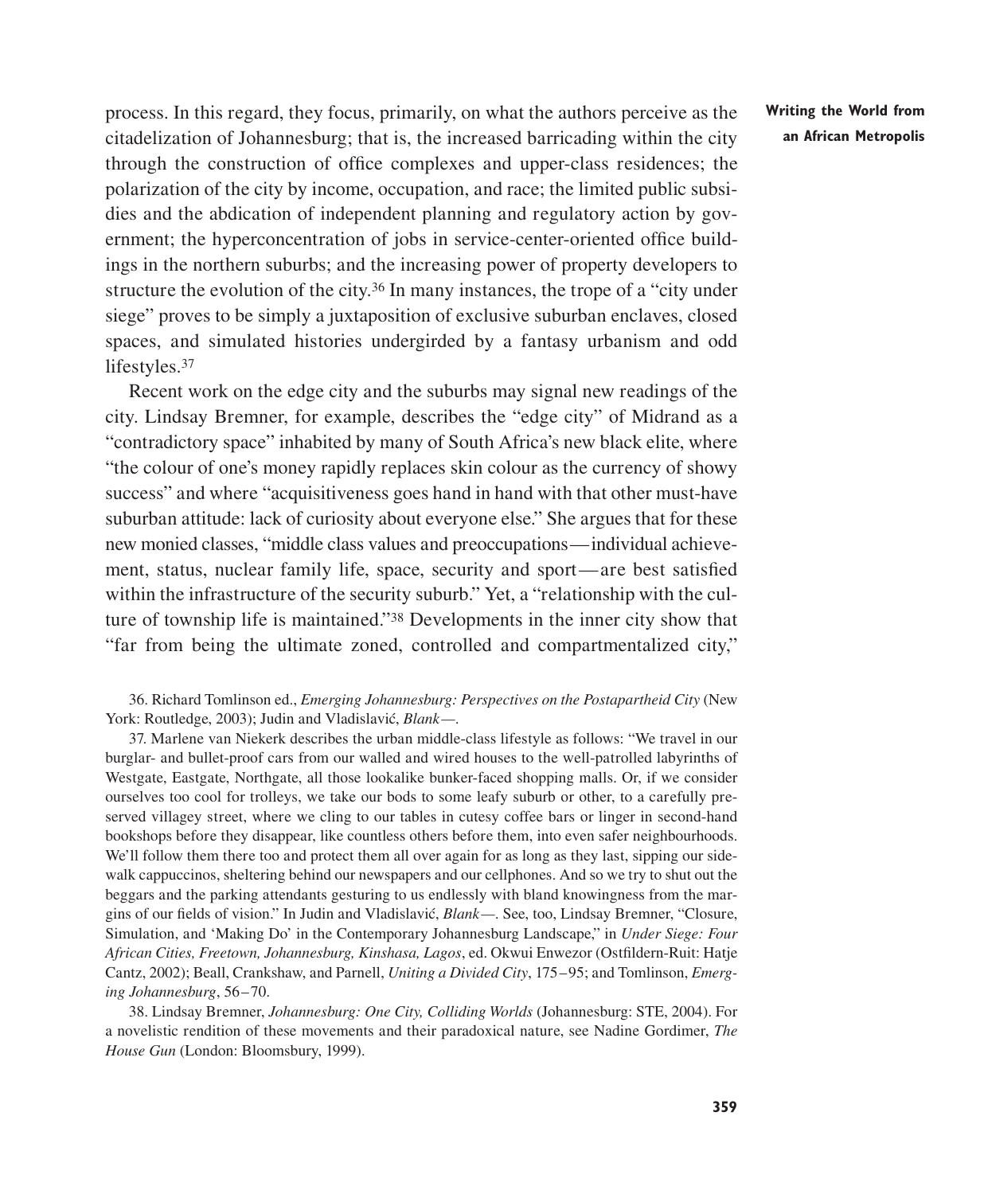process. In this regard, they focus, primarily, on what the authors perceive as the citadelization of Johannesburg; that is, the increased barricading within the city through the construction of office complexes and upper-class residences; the polarization of the city by income, occupation, and race; the limited public subsidies and the abdication of independent planning and regulatory action by government; the hyperconcentration of jobs in service-center-oriented office buildings in the northern suburbs; and the increasing power of property developers to structure the evolution of the city.[36] In many instances, the trope of a "city under siege" proves to be simply a juxtaposition of exclusive suburban enclaves, closed spaces, and simulated histories undergirded by a fantasy urbanism and odd lifestyles.[37]

Recent work on the edge city and the suburbs may signal new readings of the city. Lindsay Bremner, for example, describes the "edge city" of Midrand as a "contradictory space" inhabited by many of South Africa's new black elite, where "the colour of one's money rapidly replaces skin colour as the currency of showy success" and where "acquisitiveness goes hand in hand with that other must-have suburban attitude: lack of curiosity about everyone else." She argues that for these new monied classes, "middle class values and preoccupations—individual achievement, status, nuclear family life, space, security and sport—are best satisfied within the infrastructure of the security suburb." Yet, a "relationship with the culture of township life is maintained."[38] Developments in the inner city show that "far from being the ultimate zoned, controlled and compartmentalized city,"

36. Richard Tomlinson ed., *Emerging Johannesburg: Perspectives on the Postapartheid City* (New York: Routledge, 2003); Judin and Vladislavić, *Blank—*.

37. Marlene van Niekerk describes the urban middle-class lifestyle as follows: "We travel in our burglar- and bullet-proof cars from our walled and wired houses to the well-patrolled labyrinths of Westgate, Eastgate, Northgate, all those lookalike bunker-faced shopping malls. Or, if we consider ourselves too cool for trolleys, we take our bods to some leafy suburb or other, to a carefully preserved villagey street, where we cling to our tables in cutesy coffee bars or linger in second-hand bookshops before they disappear, like countless others before them, into even safer neighbourhoods. We'll follow them there too and protect them all over again for as long as they last, sipping our sidewalk cappuccinos, sheltering behind our newspapers and our cellphones. And so we try to shut out the beggars and the parking attendants gesturing to us endlessly with bland knowingness from the margins of our fields of vision." In Judin and Vladislavić, *Blank—*. See, too, Lindsay Bremner, "Closure, Simulation, and 'Making Do' in the Contemporary Johannesburg Landscape," in *Under Siege: Four African Cities, Freetown, Johannesburg, Kinshasa, Lagos*, ed. Okwui Enwezor (Ostfildern-Ruit: Hatje Cantz, 2002); Beall, Crankshaw, and Parnell, *Uniting a Divided City*, 175–95; and Tomlinson, *Emerging Johannesburg*, 56–70.

38. Lindsay Bremner, *Johannesburg: One City, Colliding Worlds* (Johannesburg: STE, 2004). For a novelistic rendition of these movements and their paradoxical nature, see Nadine Gordimer, *The House Gun* (London: Bloomsbury, 1999).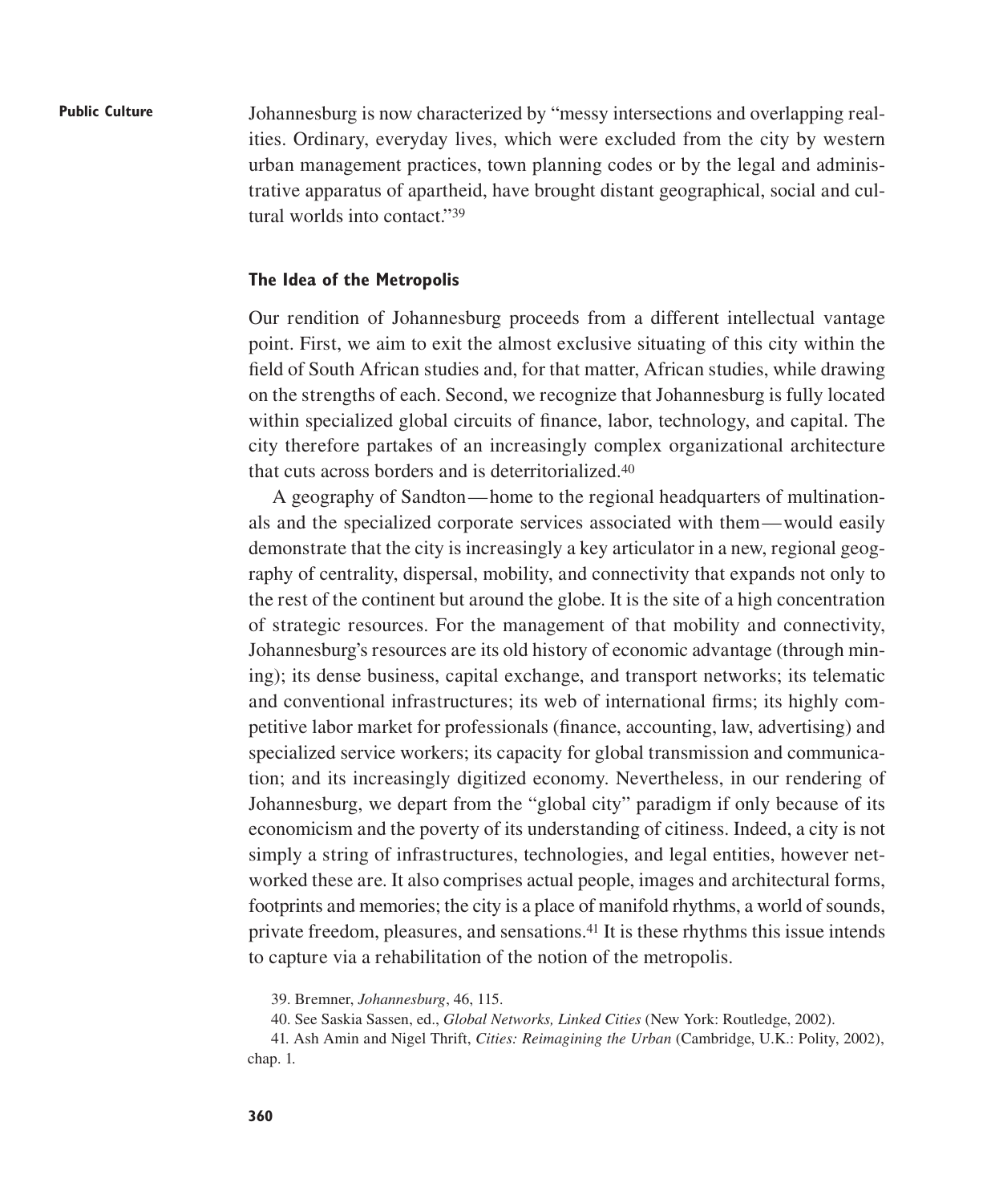Johannesburg is now characterized by "messy intersections and overlapping realities. Ordinary, everyday lives, which were excluded from the city by western urban management practices, town planning codes or by the legal and administrative apparatus of apartheid, have brought distant geographical, social and cultural worlds into contact."[39]

### The Idea of the Metropolis

Our rendition of Johannesburg proceeds from a different intellectual vantage point. First, we aim to exit the almost exclusive situating of this city within the field of South African studies and, for that matter, African studies, while drawing on the strengths of each. Second, we recognize that Johannesburg is fully located within specialized global circuits of finance, labor, technology, and capital. The city therefore partakes of an increasingly complex organizational architecture that cuts across borders and is deterritorialized.[40]

A geography of Sandton — home to the regional headquarters of multinationals and the specialized corporate services associated with them — would easily demonstrate that the city is increasingly a key articulator in a new, regional geography of centrality, dispersal, mobility, and connectivity that expands not only to the rest of the continent but around the globe. It is the site of a high concentration of strategic resources. For the management of that mobility and connectivity, Johannesburg's resources are its old history of economic advantage (through mining); its dense business, capital exchange, and transport networks; its telematic and conventional infrastructures; its web of international firms; its highly competitive labor market for professionals (finance, accounting, law, advertising) and specialized service workers; its capacity for global transmission and communication; and its increasingly digitized economy. Nevertheless, in our rendering of Johannesburg, we depart from the "global city" paradigm if only because of its economicism and the poverty of its understanding of citiness. Indeed, a city is not simply a string of infrastructures, technologies, and legal entities, however networked these are. It also comprises actual people, images and architectural forms, footprints and memories; the city is a place of manifold rhythms, a world of sounds, private freedom, pleasures, and sensations.[41] It is these rhythms this issue intends to capture via a rehabilitation of the notion of the metropolis.

39. Bremner, *Johannesburg*, 46, 115.

40. See Saskia Sassen, ed., *Global Networks, Linked Cities* (New York: Routledge, 2002).

41. Ash Amin and Nigel Thrift, *Cities: Reimagining the Urban* (Cambridge, U.K.: Polity, 2002), chap. 1.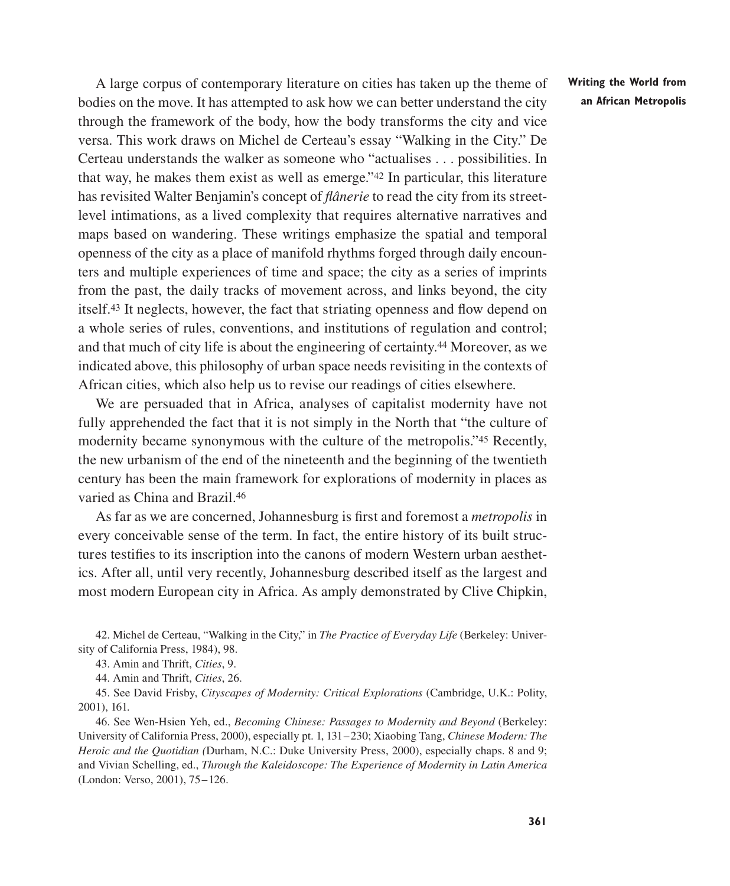A large corpus of contemporary literature on cities has taken up the theme of bodies on the move. It has attempted to ask how we can better understand the city through the framework of the body, how the body transforms the city and vice versa. This work draws on Michel de Certeau's essay "Walking in the City." De Certeau understands the walker as someone who "actualises . . . possibilities. In that way, he makes them exist as well as emerge."[42] In particular, this literature has revisited Walter Benjamin's concept of *flânerie* to read the city from its street-level intimations, as a lived complexity that requires alternative narratives and maps based on wandering. These writings emphasize the spatial and temporal openness of the city as a place of manifold rhythms forged through daily encounters and multiple experiences of time and space; the city as a series of imprints from the past, the daily tracks of movement across, and links beyond, the city itself.[43] It neglects, however, the fact that striating openness and flow depend on a whole series of rules, conventions, and institutions of regulation and control; and that much of city life is about the engineering of certainty.[44] Moreover, as we indicated above, this philosophy of urban space needs revisiting in the contexts of African cities, which also help us to revise our readings of cities elsewhere.

We are persuaded that in Africa, analyses of capitalist modernity have not fully apprehended the fact that it is not simply in the North that "the culture of modernity became synonymous with the culture of the metropolis."[45] Recently, the new urbanism of the end of the nineteenth and the beginning of the twentieth century has been the main framework for explorations of modernity in places as varied as China and Brazil.[46]

As far as we are concerned, Johannesburg is first and foremost a *metropolis* in every conceivable sense of the term. In fact, the entire history of its built structures testifies to its inscription into the canons of modern Western urban aesthetics. After all, until very recently, Johannesburg described itself as the largest and most modern European city in Africa. As amply demonstrated by Clive Chipkin,

42. Michel de Certeau, "Walking in the City," in *The Practice of Everyday Life* (Berkeley: University of California Press, 1984), 98.

43. Amin and Thrift, *Cities*, 9.

44. Amin and Thrift, *Cities*, 26.

45. See David Frisby, *Cityscapes of Modernity: Critical Explorations* (Cambridge, U.K.: Polity, 2001), 161.

46. See Wen-Hsien Yeh, ed., *Becoming Chinese: Passages to Modernity and Beyond* (Berkeley: University of California Press, 2000), especially pt. 1, 131–230; Xiaobing Tang, *Chinese Modern: The Heroic and the Quotidian* (Durham, N.C.: Duke University Press, 2000), especially chaps. 8 and 9; and Vivian Schelling, ed., *Through the Kaleidoscope: The Experience of Modernity in Latin America* (London: Verso, 2001), 75–126.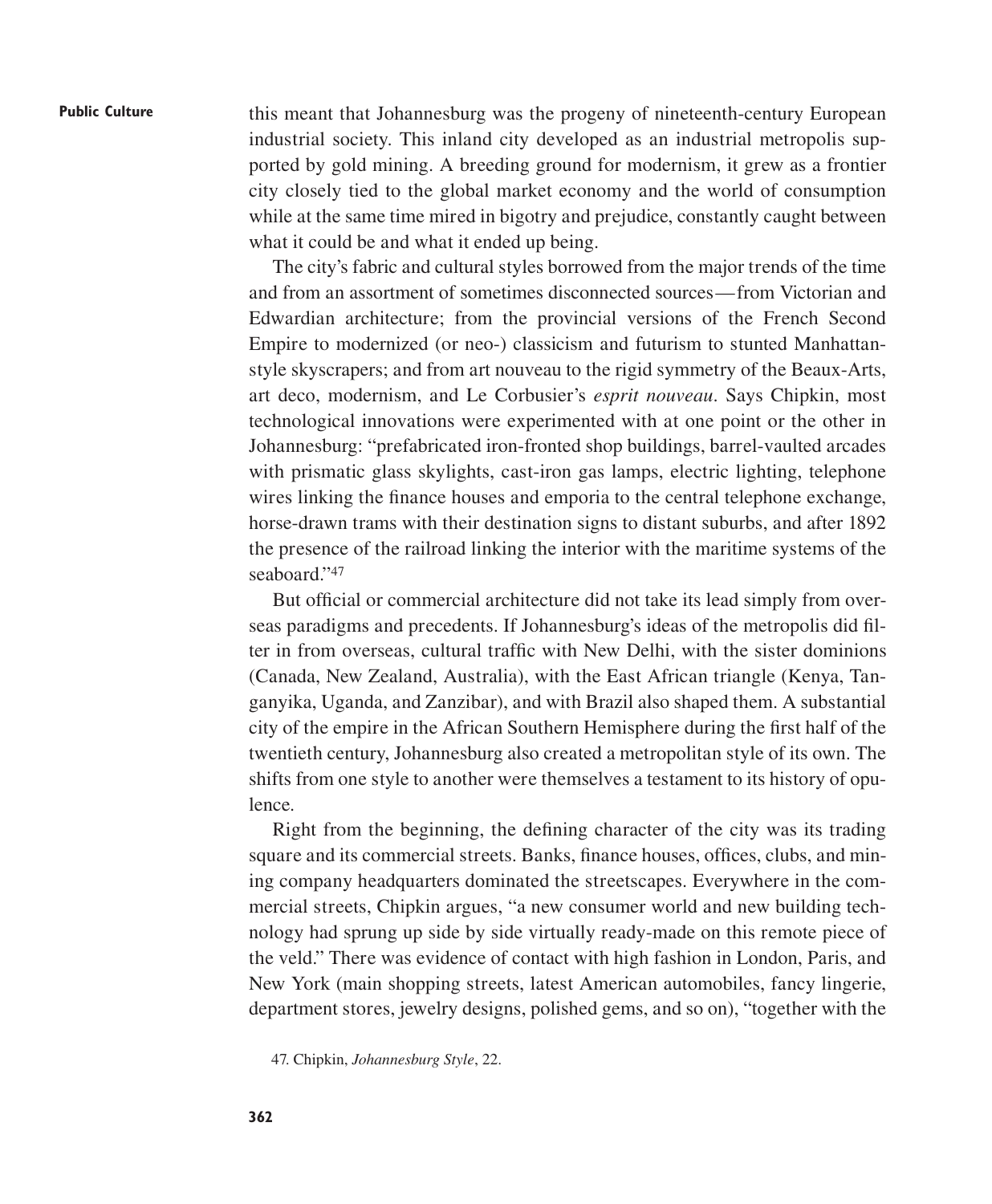this meant that Johannesburg was the progeny of nineteenth-century European industrial society. This inland city developed as an industrial metropolis supported by gold mining. A breeding ground for modernism, it grew as a frontier city closely tied to the global market economy and the world of consumption while at the same time mired in bigotry and prejudice, constantly caught between what it could be and what it ended up being.

The city's fabric and cultural styles borrowed from the major trends of the time and from an assortment of sometimes disconnected sources—from Victorian and Edwardian architecture; from the provincial versions of the French Second Empire to modernized (or neo-) classicism and futurism to stunted Manhattan-style skyscrapers; and from art nouveau to the rigid symmetry of the Beaux-Arts, art deco, modernism, and Le Corbusier's *esprit nouveau*. Says Chipkin, most technological innovations were experimented with at one point or the other in Johannesburg: "prefabricated iron-fronted shop buildings, barrel-vaulted arcades with prismatic glass skylights, cast-iron gas lamps, electric lighting, telephone wires linking the finance houses and emporia to the central telephone exchange, horse-drawn trams with their destination signs to distant suburbs, and after 1892 the presence of the railroad linking the interior with the maritime systems of the seaboard."[47]

But official or commercial architecture did not take its lead simply from overseas paradigms and precedents. If Johannesburg's ideas of the metropolis did filter in from overseas, cultural traffic with New Delhi, with the sister dominions (Canada, New Zealand, Australia), with the East African triangle (Kenya, Tanganyika, Uganda, and Zanzibar), and with Brazil also shaped them. A substantial city of the empire in the African Southern Hemisphere during the first half of the twentieth century, Johannesburg also created a metropolitan style of its own. The shifts from one style to another were themselves a testament to its history of opulence.

Right from the beginning, the defining character of the city was its trading square and its commercial streets. Banks, finance houses, offices, clubs, and mining company headquarters dominated the streetscapes. Everywhere in the commercial streets, Chipkin argues, "a new consumer world and new building technology had sprung up side by side virtually ready-made on this remote piece of the veld." There was evidence of contact with high fashion in London, Paris, and New York (main shopping streets, latest American automobiles, fancy lingerie, department stores, jewelry designs, polished gems, and so on), "together with the

47. Chipkin, *Johannesburg Style*, 22.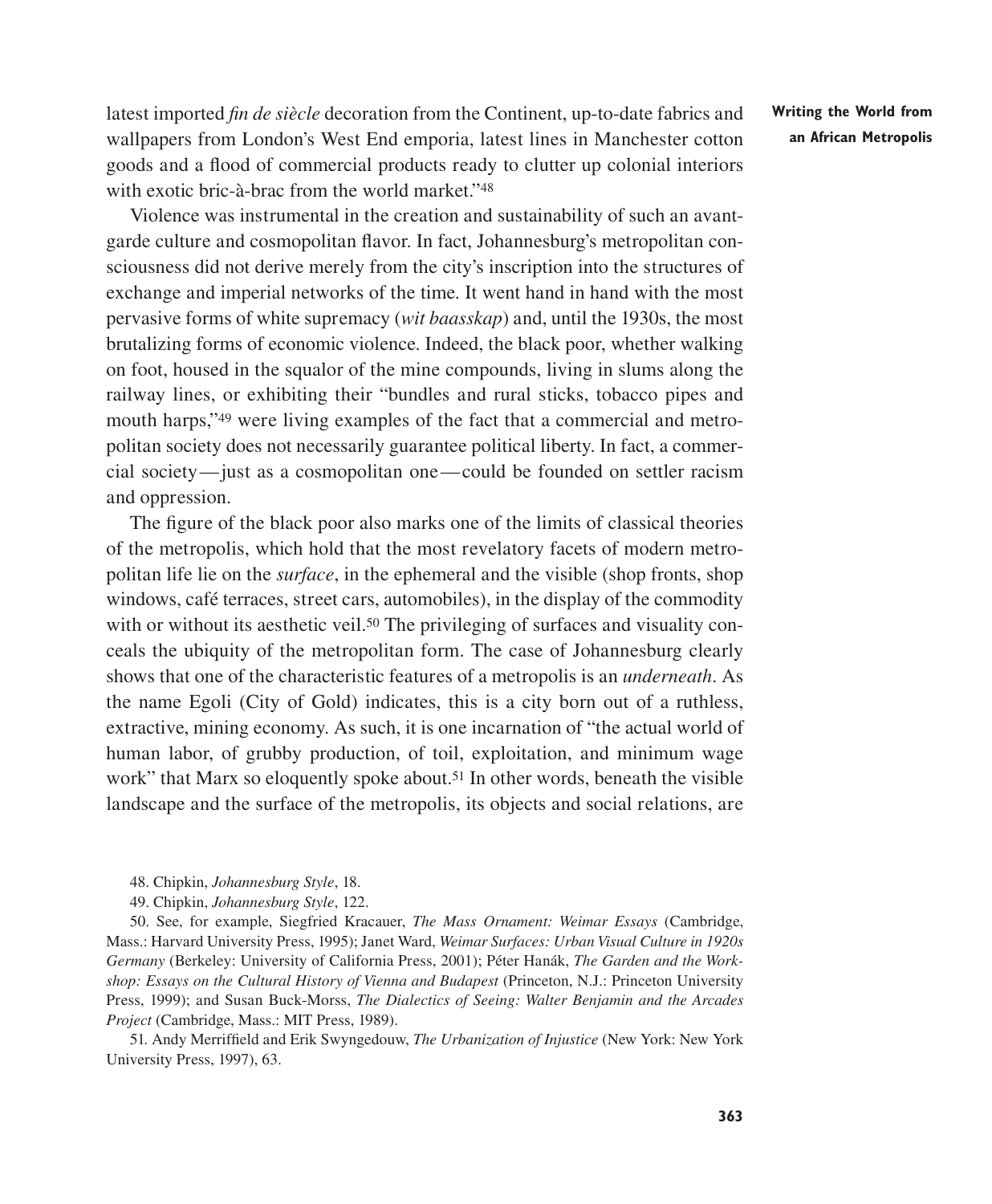latest imported *fin de siècle* decoration from the Continent, up-to-date fabrics and wallpapers from London's West End emporia, latest lines in Manchester cotton goods and a flood of commercial products ready to clutter up colonial interiors with exotic bric-à-brac from the world market."[48]

Violence was instrumental in the creation and sustainability of such an avant-garde culture and cosmopolitan flavor. In fact, Johannesburg's metropolitan consciousness did not derive merely from the city's inscription into the structures of exchange and imperial networks of the time. It went hand in hand with the most pervasive forms of white supremacy (*wit baasskap*) and, until the 1930s, the most brutalizing forms of economic violence. Indeed, the black poor, whether walking on foot, housed in the squalor of the mine compounds, living in slums along the railway lines, or exhibiting their "bundles and rural sticks, tobacco pipes and mouth harps,"[49] were living examples of the fact that a commercial and metropolitan society does not necessarily guarantee political liberty. In fact, a commercial society—just as a cosmopolitan one—could be founded on settler racism and oppression.

The figure of the black poor also marks one of the limits of classical theories of the metropolis, which hold that the most revelatory facets of modern metropolitan life lie on the *surface*, in the ephemeral and the visible (shop fronts, shop windows, café terraces, street cars, automobiles), in the display of the commodity with or without its aesthetic veil.[50] The privileging of surfaces and visuality conceals the ubiquity of the metropolitan form. The case of Johannesburg clearly shows that one of the characteristic features of a metropolis is an *underneath*. As the name Egoli (City of Gold) indicates, this is a city born out of a ruthless, extractive, mining economy. As such, it is one incarnation of "the actual world of human labor, of grubby production, of toil, exploitation, and minimum wage work" that Marx so eloquently spoke about.[51] In other words, beneath the visible landscape and the surface of the metropolis, its objects and social relations, are

48. Chipkin, *Johannesburg Style*, 18.

49. Chipkin, *Johannesburg Style*, 122.

50. See, for example, Siegfried Kracauer, *The Mass Ornament: Weimar Essays* (Cambridge, Mass.: Harvard University Press, 1995); Janet Ward, *Weimar Surfaces: Urban Visual Culture in 1920s Germany* (Berkeley: University of California Press, 2001); Péter Hanák, *The Garden and the Workshop: Essays on the Cultural History of Vienna and Budapest* (Princeton, N.J.: Princeton University Press, 1999); and Susan Buck-Morss, *The Dialectics of Seeing: Walter Benjamin and the Arcades Project* (Cambridge, Mass.: MIT Press, 1989).

51. Andy Merrifield and Erik Swyngedouw, *The Urbanization of Injustice* (New York: New York University Press, 1997), 63.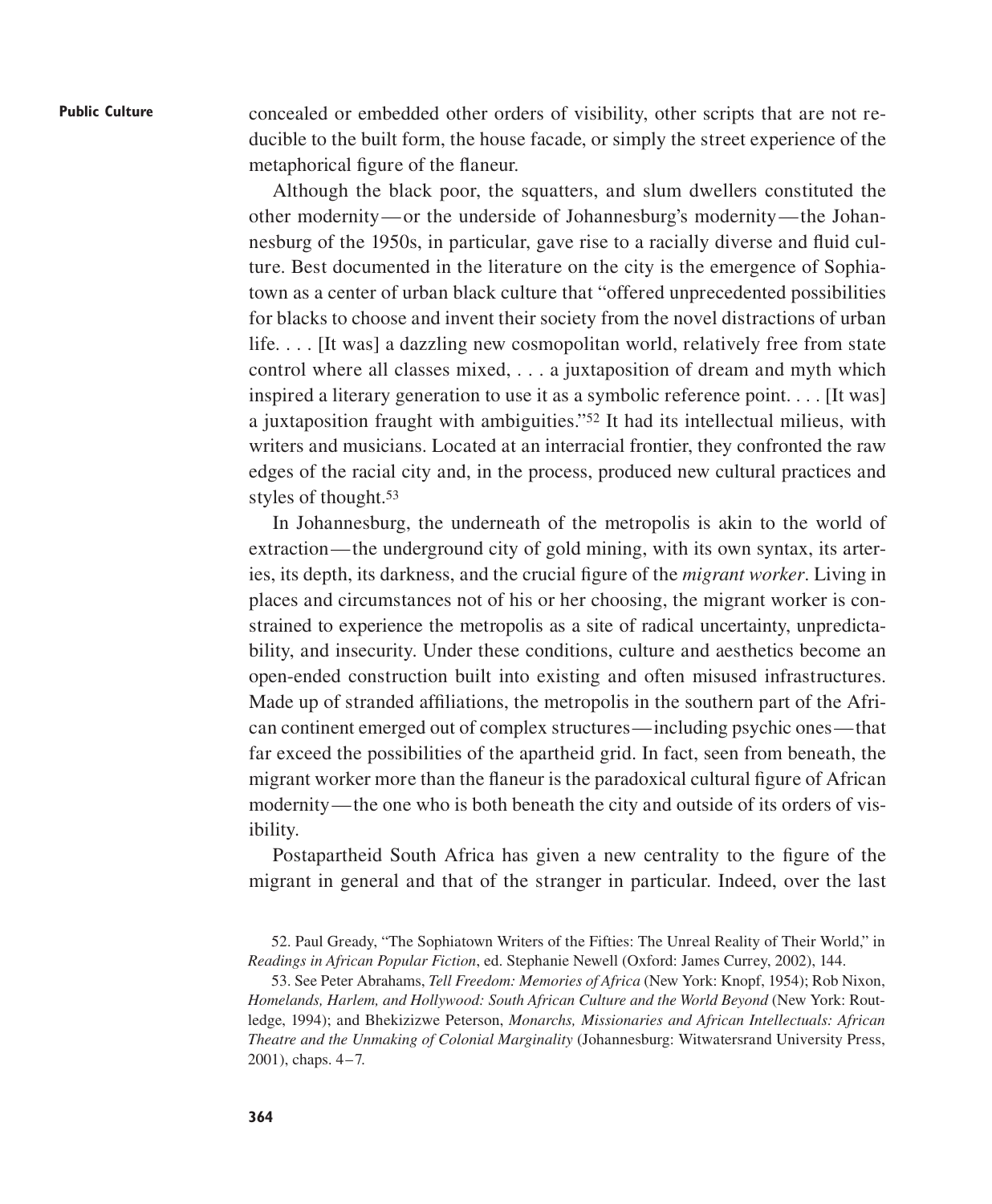concealed or embedded other orders of visibility, other scripts that are not reducible to the built form, the house facade, or simply the street experience of the metaphorical figure of the flaneur.

Although the black poor, the squatters, and slum dwellers constituted the other modernity — or the underside of Johannesburg's modernity — the Johannesburg of the 1950s, in particular, gave rise to a racially diverse and fluid culture. Best documented in the literature on the city is the emergence of Sophiatown as a center of urban black culture that "offered unprecedented possibilities for blacks to choose and invent their society from the novel distractions of urban life. . . . [It was] a dazzling new cosmopolitan world, relatively free from state control where all classes mixed, . . . a juxtaposition of dream and myth which inspired a literary generation to use it as a symbolic reference point. . . . [It was] a juxtaposition fraught with ambiguities."[52] It had its intellectual milieus, with writers and musicians. Located at an interracial frontier, they confronted the raw edges of the racial city and, in the process, produced new cultural practices and styles of thought.[53]

In Johannesburg, the underneath of the metropolis is akin to the world of extraction — the underground city of gold mining, with its own syntax, its arteries, its depth, its darkness, and the crucial figure of the *migrant worker*. Living in places and circumstances not of his or her choosing, the migrant worker is constrained to experience the metropolis as a site of radical uncertainty, unpredictability, and insecurity. Under these conditions, culture and aesthetics become an open-ended construction built into existing and often misused infrastructures. Made up of stranded affiliations, the metropolis in the southern part of the African continent emerged out of complex structures — including psychic ones — that far exceed the possibilities of the apartheid grid. In fact, seen from beneath, the migrant worker more than the flaneur is the paradoxical cultural figure of African modernity — the one who is both beneath the city and outside of its orders of visibility.

Postapartheid South Africa has given a new centrality to the figure of the migrant in general and that of the stranger in particular. Indeed, over the last

52. Paul Gready, "The Sophiatown Writers of the Fifties: The Unreal Reality of Their World," in *Readings in African Popular Fiction*, ed. Stephanie Newell (Oxford: James Currey, 2002), 144.

53. See Peter Abrahams, *Tell Freedom: Memories of Africa* (New York: Knopf, 1954); Rob Nixon, *Homelands, Harlem, and Hollywood: South African Culture and the World Beyond* (New York: Routledge, 1994); and Bhekizizwe Peterson, *Monarchs, Missionaries and African Intellectuals: African Theatre and the Unmaking of Colonial Marginality* (Johannesburg: Witwatersrand University Press, 2001), chaps. 4–7.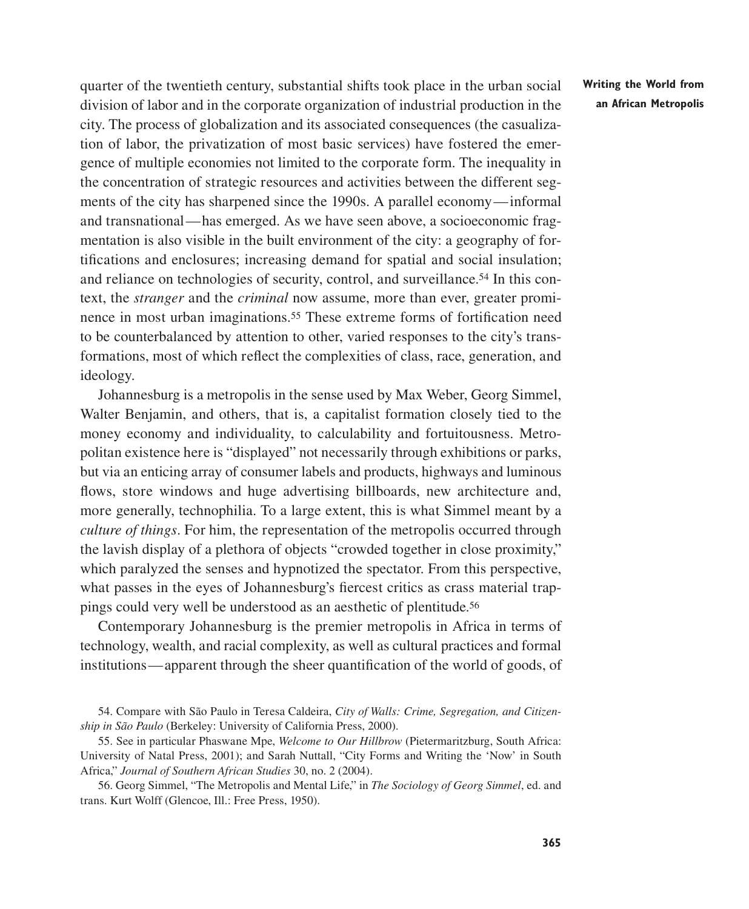quarter of the twentieth century, substantial shifts took place in the urban social division of labor and in the corporate organization of industrial production in the city. The process of globalization and its associated consequences (the casualization of labor, the privatization of most basic services) have fostered the emergence of multiple economies not limited to the corporate form. The inequality in the concentration of strategic resources and activities between the different segments of the city has sharpened since the 1990s. A parallel economy—informal and transnational—has emerged. As we have seen above, a socioeconomic fragmentation is also visible in the built environment of the city: a geography of fortifications and enclosures; increasing demand for spatial and social insulation; and reliance on technologies of security, control, and surveillance.[54] In this context, the *stranger* and the *criminal* now assume, more than ever, greater prominence in most urban imaginations.[55] These extreme forms of fortification need to be counterbalanced by attention to other, varied responses to the city's transformations, most of which reflect the complexities of class, race, generation, and ideology.

Johannesburg is a metropolis in the sense used by Max Weber, Georg Simmel, Walter Benjamin, and others, that is, a capitalist formation closely tied to the money economy and individuality, to calculability and fortuitousness. Metropolitan existence here is "displayed" not necessarily through exhibitions or parks, but via an enticing array of consumer labels and products, highways and luminous flows, store windows and huge advertising billboards, new architecture and, more generally, technophilia. To a large extent, this is what Simmel meant by a *culture of things*. For him, the representation of the metropolis occurred through the lavish display of a plethora of objects "crowded together in close proximity," which paralyzed the senses and hypnotized the spectator. From this perspective, what passes in the eyes of Johannesburg's fiercest critics as crass material trappings could very well be understood as an aesthetic of plentitude.[56]

Contemporary Johannesburg is the premier metropolis in Africa in terms of technology, wealth, and racial complexity, as well as cultural practices and formal institutions—apparent through the sheer quantification of the world of goods, of

54. Compare with São Paulo in Teresa Caldeira, *City of Walls: Crime, Segregation, and Citizenship in São Paulo* (Berkeley: University of California Press, 2000).

55. See in particular Phaswane Mpe, *Welcome to Our Hillbrow* (Pietermaritzburg, South Africa: University of Natal Press, 2001); and Sarah Nuttall, "City Forms and Writing the 'Now' in South Africa," *Journal of Southern African Studies* 30, no. 2 (2004).

56. Georg Simmel, "The Metropolis and Mental Life," in *The Sociology of Georg Simmel*, ed. and trans. Kurt Wolff (Glencoe, Ill.: Free Press, 1950).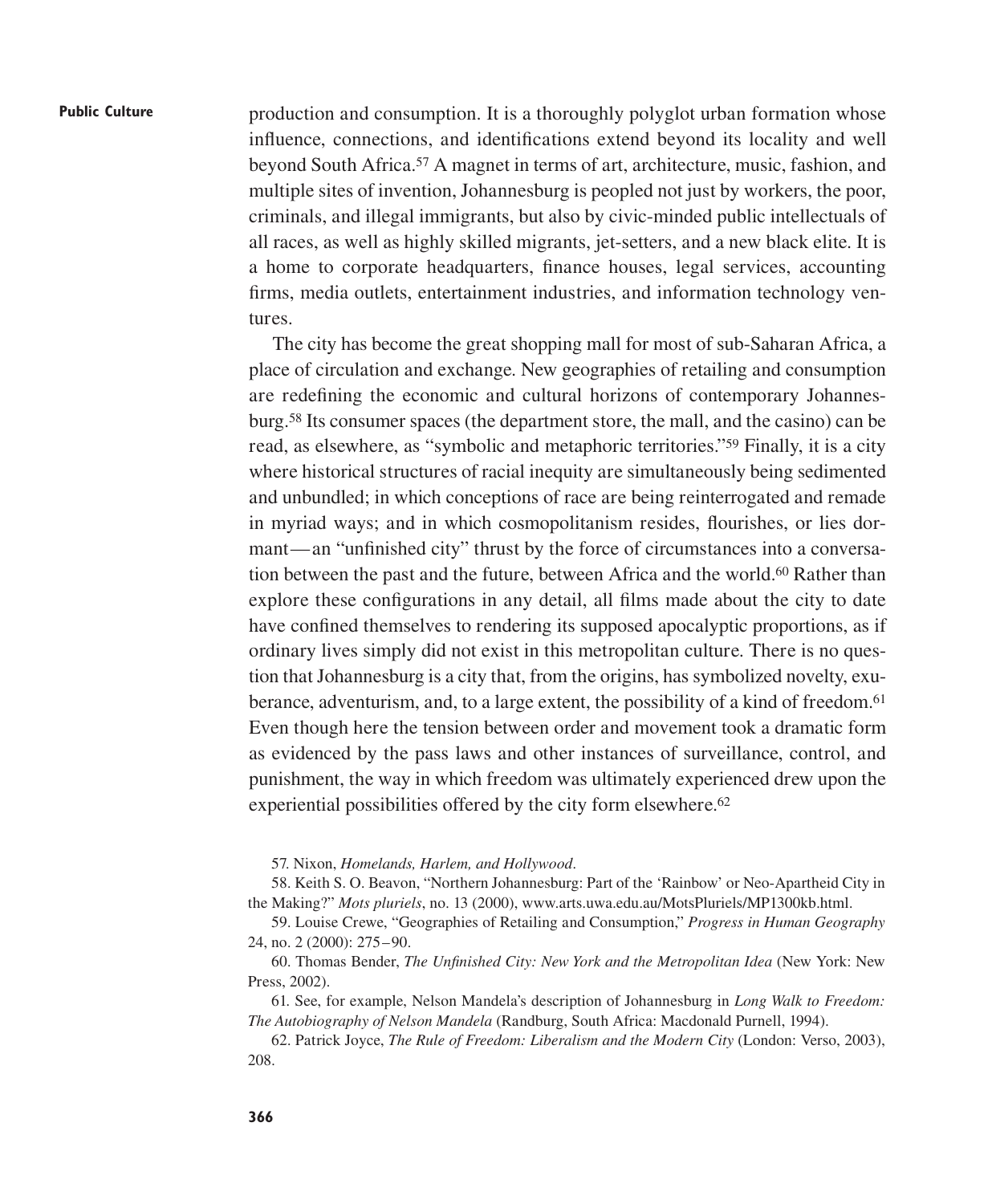production and consumption. It is a thoroughly polyglot urban formation whose influence, connections, and identifications extend beyond its locality and well beyond South Africa.[57] A magnet in terms of art, architecture, music, fashion, and multiple sites of invention, Johannesburg is peopled not just by workers, the poor, criminals, and illegal immigrants, but also by civic-minded public intellectuals of all races, as well as highly skilled migrants, jet-setters, and a new black elite. It is a home to corporate headquarters, finance houses, legal services, accounting firms, media outlets, entertainment industries, and information technology ventures.

The city has become the great shopping mall for most of sub-Saharan Africa, a place of circulation and exchange. New geographies of retailing and consumption are redefining the economic and cultural horizons of contemporary Johannesburg.[58] Its consumer spaces (the department store, the mall, and the casino) can be read, as elsewhere, as "symbolic and metaphoric territories."[59] Finally, it is a city where historical structures of racial inequity are simultaneously being sedimented and unbundled; in which conceptions of race are being reinterrogated and remade in myriad ways; and in which cosmopolitanism resides, flourishes, or lies dormant—an "unfinished city" thrust by the force of circumstances into a conversation between the past and the future, between Africa and the world.[60] Rather than explore these configurations in any detail, all films made about the city to date have confined themselves to rendering its supposed apocalyptic proportions, as if ordinary lives simply did not exist in this metropolitan culture. There is no question that Johannesburg is a city that, from the origins, has symbolized novelty, exuberance, adventurism, and, to a large extent, the possibility of a kind of freedom.[61] Even though here the tension between order and movement took a dramatic form as evidenced by the pass laws and other instances of surveillance, control, and punishment, the way in which freedom was ultimately experienced drew upon the experiential possibilities offered by the city form elsewhere.[62]

57. Nixon, *Homelands, Harlem, and Hollywood*.

58. Keith S. O. Beavon, "Northern Johannesburg: Part of the 'Rainbow' or Neo-Apartheid City in the Making?" *Mots pluriels*, no. 13 (2000), www.arts.uwa.edu.au/MotsPluriels/MP1300kb.html.

59. Louise Crewe, "Geographies of Retailing and Consumption," *Progress in Human Geography* 24, no. 2 (2000): 275–90.

60. Thomas Bender, *The Unfinished City: New York and the Metropolitan Idea* (New York: New Press, 2002).

61. See, for example, Nelson Mandela's description of Johannesburg in *Long Walk to Freedom: The Autobiography of Nelson Mandela* (Randburg, South Africa: Macdonald Purnell, 1994).

62. Patrick Joyce, *The Rule of Freedom: Liberalism and the Modern City* (London: Verso, 2003), 208.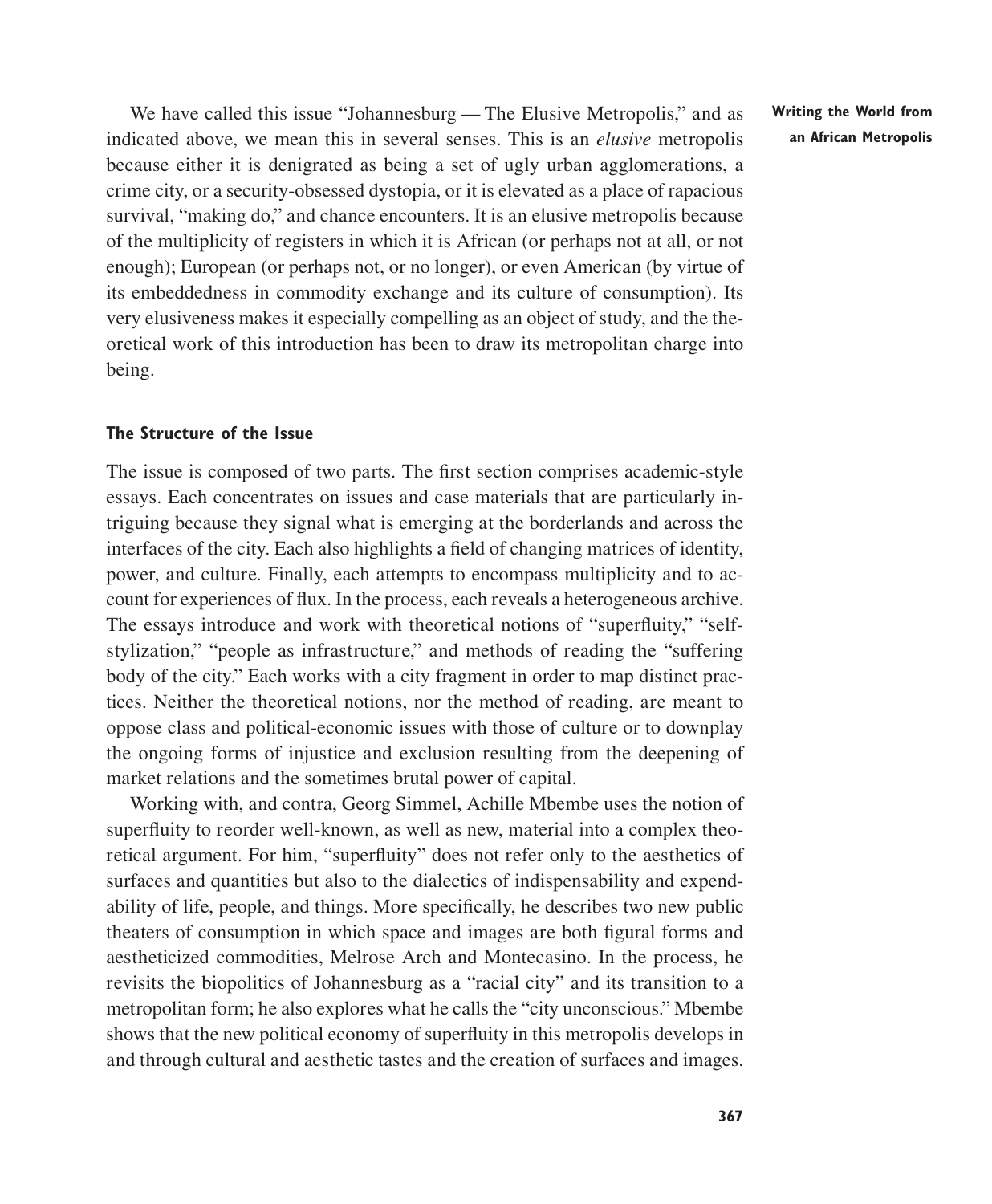We have called this issue "Johannesburg — The Elusive Metropolis," and as indicated above, we mean this in several senses. This is an *elusive* metropolis because either it is denigrated as being a set of ugly urban agglomerations, a crime city, or a security-obsessed dystopia, or it is elevated as a place of rapacious survival, "making do," and chance encounters. It is an elusive metropolis because of the multiplicity of registers in which it is African (or perhaps not at all, or not enough); European (or perhaps not, or no longer), or even American (by virtue of its embeddedness in commodity exchange and its culture of consumption). Its very elusiveness makes it especially compelling as an object of study, and the theoretical work of this introduction has been to draw its metropolitan charge into being.

### The Structure of the Issue

The issue is composed of two parts. The first section comprises academic-style essays. Each concentrates on issues and case materials that are particularly intriguing because they signal what is emerging at the borderlands and across the interfaces of the city. Each also highlights a field of changing matrices of identity, power, and culture. Finally, each attempts to encompass multiplicity and to account for experiences of flux. In the process, each reveals a heterogeneous archive. The essays introduce and work with theoretical notions of "superfluity," "self-stylization," "people as infrastructure," and methods of reading the "suffering body of the city." Each works with a city fragment in order to map distinct practices. Neither the theoretical notions, nor the method of reading, are meant to oppose class and political-economic issues with those of culture or to downplay the ongoing forms of injustice and exclusion resulting from the deepening of market relations and the sometimes brutal power of capital.

Working with, and contra, Georg Simmel, Achille Mbembe uses the notion of superfluity to reorder well-known, as well as new, material into a complex theoretical argument. For him, "superfluity" does not refer only to the aesthetics of surfaces and quantities but also to the dialectics of indispensability and expendability of life, people, and things. More specifically, he describes two new public theaters of consumption in which space and images are both figural forms and aestheticized commodities, Melrose Arch and Montecasino. In the process, he revisits the biopolitics of Johannesburg as a "racial city" and its transition to a metropolitan form; he also explores what he calls the "city unconscious." Mbembe shows that the new political economy of superfluity in this metropolis develops in and through cultural and aesthetic tastes and the creation of surfaces and images.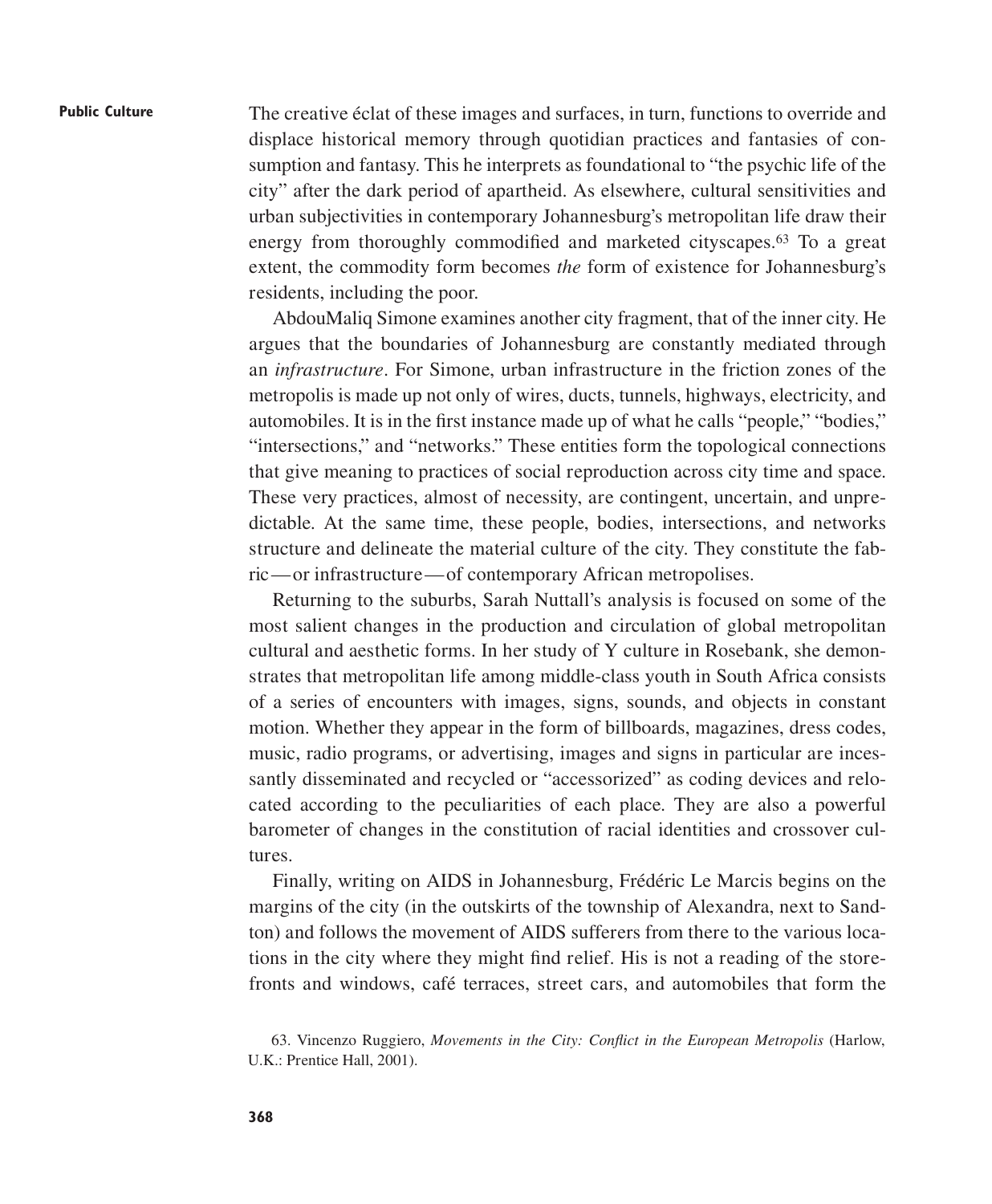The creative éclat of these images and surfaces, in turn, functions to override and displace historical memory through quotidian practices and fantasies of consumption and fantasy. This he interprets as foundational to "the psychic life of the city" after the dark period of apartheid. As elsewhere, cultural sensitivities and urban subjectivities in contemporary Johannesburg's metropolitan life draw their energy from thoroughly commodified and marketed cityscapes.[63] To a great extent, the commodity form becomes *the* form of existence for Johannesburg's residents, including the poor.

AbdouMaliq Simone examines another city fragment, that of the inner city. He argues that the boundaries of Johannesburg are constantly mediated through an *infrastructure*. For Simone, urban infrastructure in the friction zones of the metropolis is made up not only of wires, ducts, tunnels, highways, electricity, and automobiles. It is in the first instance made up of what he calls "people," "bodies," "intersections," and "networks." These entities form the topological connections that give meaning to practices of social reproduction across city time and space. These very practices, almost of necessity, are contingent, uncertain, and unpredictable. At the same time, these people, bodies, intersections, and networks structure and delineate the material culture of the city. They constitute the fabric—or infrastructure—of contemporary African metropolises.

Returning to the suburbs, Sarah Nuttall's analysis is focused on some of the most salient changes in the production and circulation of global metropolitan cultural and aesthetic forms. In her study of Y culture in Rosebank, she demonstrates that metropolitan life among middle-class youth in South Africa consists of a series of encounters with images, signs, sounds, and objects in constant motion. Whether they appear in the form of billboards, magazines, dress codes, music, radio programs, or advertising, images and signs in particular are incessantly disseminated and recycled or "accessorized" as coding devices and relocated according to the peculiarities of each place. They are also a powerful barometer of changes in the constitution of racial identities and crossover cultures.

Finally, writing on AIDS in Johannesburg, Frédéric Le Marcis begins on the margins of the city (in the outskirts of the township of Alexandra, next to Sandton) and follows the movement of AIDS sufferers from there to the various locations in the city where they might find relief. His is not a reading of the storefronts and windows, café terraces, street cars, and automobiles that form the

63. Vincenzo Ruggiero, *Movements in the City: Conflict in the European Metropolis* (Harlow, U.K.: Prentice Hall, 2001).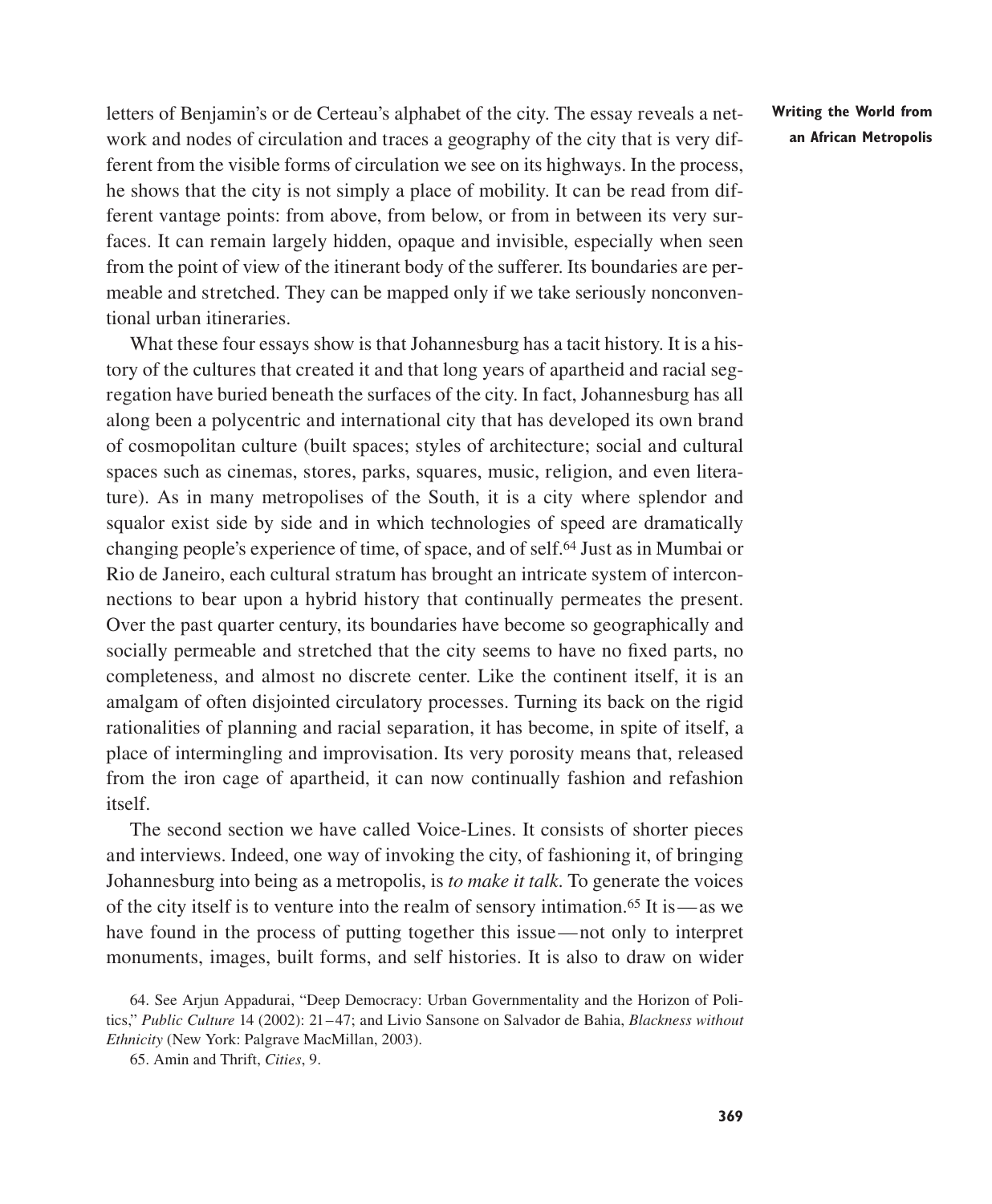letters of Benjamin's or de Certeau's alphabet of the city. The essay reveals a network and nodes of circulation and traces a geography of the city that is very different from the visible forms of circulation we see on its highways. In the process, he shows that the city is not simply a place of mobility. It can be read from different vantage points: from above, from below, or from in between its very surfaces. It can remain largely hidden, opaque and invisible, especially when seen from the point of view of the itinerant body of the sufferer. Its boundaries are permeable and stretched. They can be mapped only if we take seriously nonconventional urban itineraries.

What these four essays show is that Johannesburg has a tacit history. It is a history of the cultures that created it and that long years of apartheid and racial segregation have buried beneath the surfaces of the city. In fact, Johannesburg has all along been a polycentric and international city that has developed its own brand of cosmopolitan culture (built spaces; styles of architecture; social and cultural spaces such as cinemas, stores, parks, squares, music, religion, and even literature). As in many metropolises of the South, it is a city where splendor and squalor exist side by side and in which technologies of speed are dramatically changing people's experience of time, of space, and of self.[64] Just as in Mumbai or Rio de Janeiro, each cultural stratum has brought an intricate system of interconnections to bear upon a hybrid history that continually permeates the present. Over the past quarter century, its boundaries have become so geographically and socially permeable and stretched that the city seems to have no fixed parts, no completeness, and almost no discrete center. Like the continent itself, it is an amalgam of often disjointed circulatory processes. Turning its back on the rigid rationalities of planning and racial separation, it has become, in spite of itself, a place of intermingling and improvisation. Its very porosity means that, released from the iron cage of apartheid, it can now continually fashion and refashion itself.

The second section we have called Voice-Lines. It consists of shorter pieces and interviews. Indeed, one way of invoking the city, of fashioning it, of bringing Johannesburg into being as a metropolis, is *to make it talk*. To generate the voices of the city itself is to venture into the realm of sensory intimation.[65] It is—as we have found in the process of putting together this issue—not only to interpret monuments, images, built forms, and self histories. It is also to draw on wider

64. See Arjun Appadurai, "Deep Democracy: Urban Governmentality and the Horizon of Politics," *Public Culture* 14 (2002): 21–47; and Livio Sansone on Salvador de Bahia, *Blackness without Ethnicity* (New York: Palgrave MacMillan, 2003).

65. Amin and Thrift, *Cities*, 9.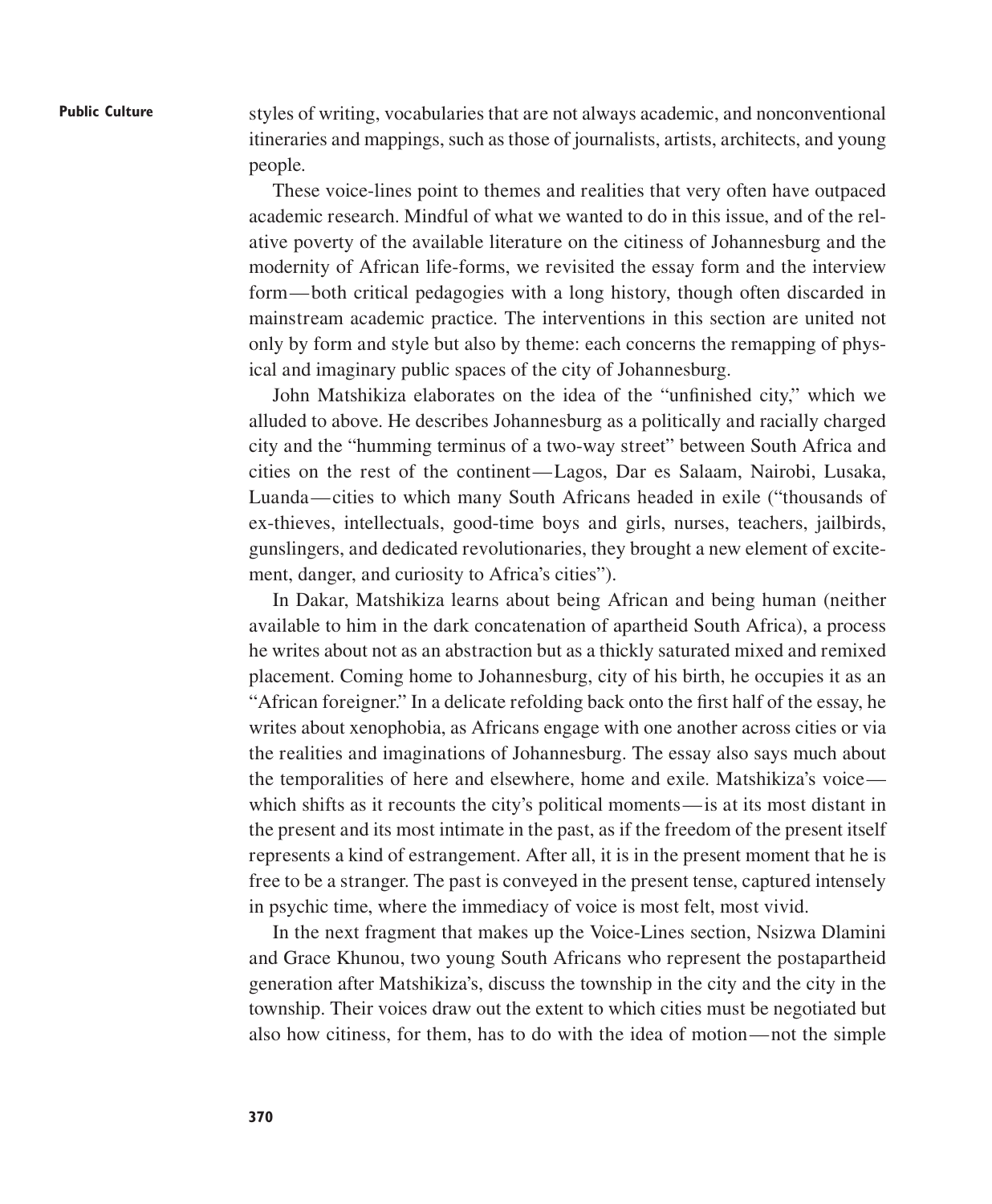styles of writing, vocabularies that are not always academic, and nonconventional itineraries and mappings, such as those of journalists, artists, architects, and young people.

These voice-lines point to themes and realities that very often have outpaced academic research. Mindful of what we wanted to do in this issue, and of the relative poverty of the available literature on the citiness of Johannesburg and the modernity of African life-forms, we revisited the essay form and the interview form — both critical pedagogies with a long history, though often discarded in mainstream academic practice. The interventions in this section are united not only by form and style but also by theme: each concerns the remapping of physical and imaginary public spaces of the city of Johannesburg.

John Matshikiza elaborates on the idea of the "unfinished city," which we alluded to above. He describes Johannesburg as a politically and racially charged city and the "humming terminus of a two-way street" between South Africa and cities on the rest of the continent — Lagos, Dar es Salaam, Nairobi, Lusaka, Luanda — cities to which many South Africans headed in exile ("thousands of ex-thieves, intellectuals, good-time boys and girls, nurses, teachers, jailbirds, gunslingers, and dedicated revolutionaries, they brought a new element of excitement, danger, and curiosity to Africa's cities").

In Dakar, Matshikiza learns about being African and being human (neither available to him in the dark concatenation of apartheid South Africa), a process he writes about not as an abstraction but as a thickly saturated mixed and remixed placement. Coming home to Johannesburg, city of his birth, he occupies it as an "African foreigner." In a delicate refolding back onto the first half of the essay, he writes about xenophobia, as Africans engage with one another across cities or via the realities and imaginations of Johannesburg. The essay also says much about the temporalities of here and elsewhere, home and exile. Matshikiza's voice — which shifts as it recounts the city's political moments — is at its most distant in the present and its most intimate in the past, as if the freedom of the present itself represents a kind of estrangement. After all, it is in the present moment that he is free to be a stranger. The past is conveyed in the present tense, captured intensely in psychic time, where the immediacy of voice is most felt, most vivid.

In the next fragment that makes up the Voice-Lines section, Nsizwa Dlamini and Grace Khunou, two young South Africans who represent the postapartheid generation after Matshikiza's, discuss the township in the city and the city in the township. Their voices draw out the extent to which cities must be negotiated but also how citiness, for them, has to do with the idea of motion — not the simple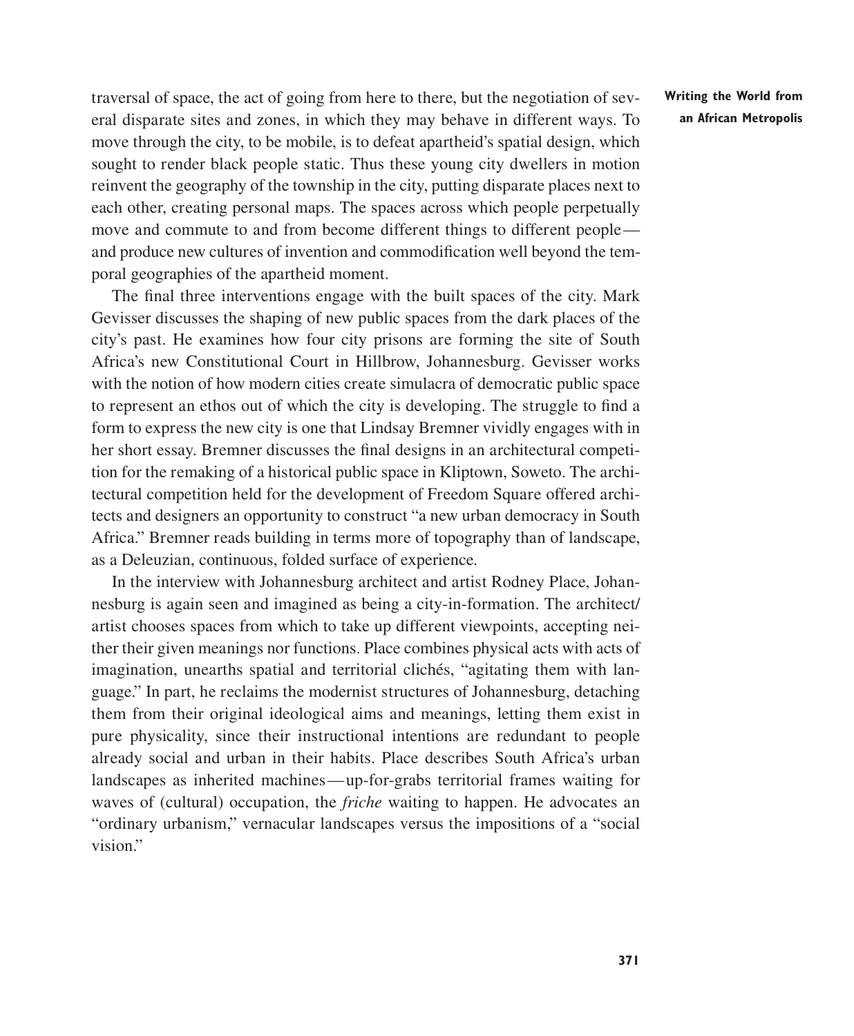traversal of space, the act of going from here to there, but the negotiation of several disparate sites and zones, in which they may behave in different ways. To move through the city, to be mobile, is to defeat apartheid's spatial design, which sought to render black people static. Thus these young city dwellers in motion reinvent the geography of the township in the city, putting disparate places next to each other, creating personal maps. The spaces across which people perpetually move and commute to and from become different things to different people—and produce new cultures of invention and commodification well beyond the temporal geographies of the apartheid moment.

The final three interventions engage with the built spaces of the city. Mark Gevisser discusses the shaping of new public spaces from the dark places of the city's past. He examines how four city prisons are forming the site of South Africa's new Constitutional Court in Hillbrow, Johannesburg. Gevisser works with the notion of how modern cities create simulacra of democratic public space to represent an ethos out of which the city is developing. The struggle to find a form to express the new city is one that Lindsay Bremner vividly engages with in her short essay. Bremner discusses the final designs in an architectural competition for the remaking of a historical public space in Kliptown, Soweto. The architectural competition held for the development of Freedom Square offered architects and designers an opportunity to construct "a new urban democracy in South Africa." Bremner reads building in terms more of topography than of landscape, as a Deleuzian, continuous, folded surface of experience.

In the interview with Johannesburg architect and artist Rodney Place, Johannesburg is again seen and imagined as being a city-in-formation. The architect/artist chooses spaces from which to take up different viewpoints, accepting neither their given meanings nor functions. Place combines physical acts with acts of imagination, unearths spatial and territorial clichés, "agitating them with language." In part, he reclaims the modernist structures of Johannesburg, detaching them from their original ideological aims and meanings, letting them exist in pure physicality, since their instructional intentions are redundant to people already social and urban in their habits. Place describes South Africa's urban landscapes as inherited machines—up-for-grabs territorial frames waiting for waves of (cultural) occupation, the *friche* waiting to happen. He advocates an "ordinary urbanism," vernacular landscapes versus the impositions of a "social vision."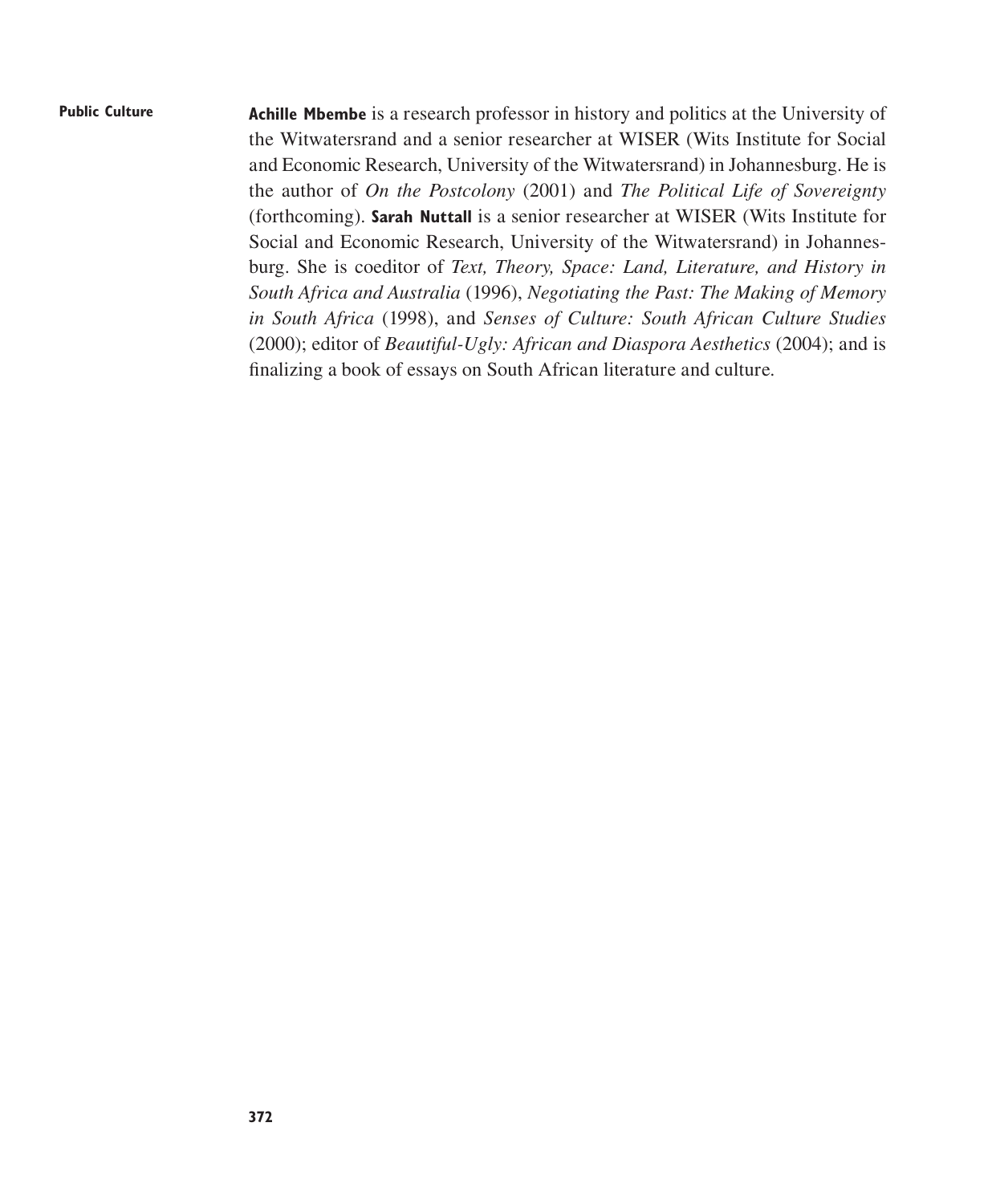**Achille Mbembe** is a research professor in history and politics at the University of the Witwatersrand and a senior researcher at WISER (Wits Institute for Social and Economic Research, University of the Witwatersrand) in Johannesburg. He is the author of *On the Postcolony* (2001) and *The Political Life of Sovereignty* (forthcoming). **Sarah Nuttall** is a senior researcher at WISER (Wits Institute for Social and Economic Research, University of the Witwatersrand) in Johannesburg. She is coeditor of *Text, Theory, Space: Land, Literature, and History in South Africa and Australia* (1996), *Negotiating the Past: The Making of Memory in South Africa* (1998), and *Senses of Culture: South African Culture Studies* (2000); editor of *Beautiful-Ugly: African and Diaspora Aesthetics* (2004); and is finalizing a book of essays on South African literature and culture.